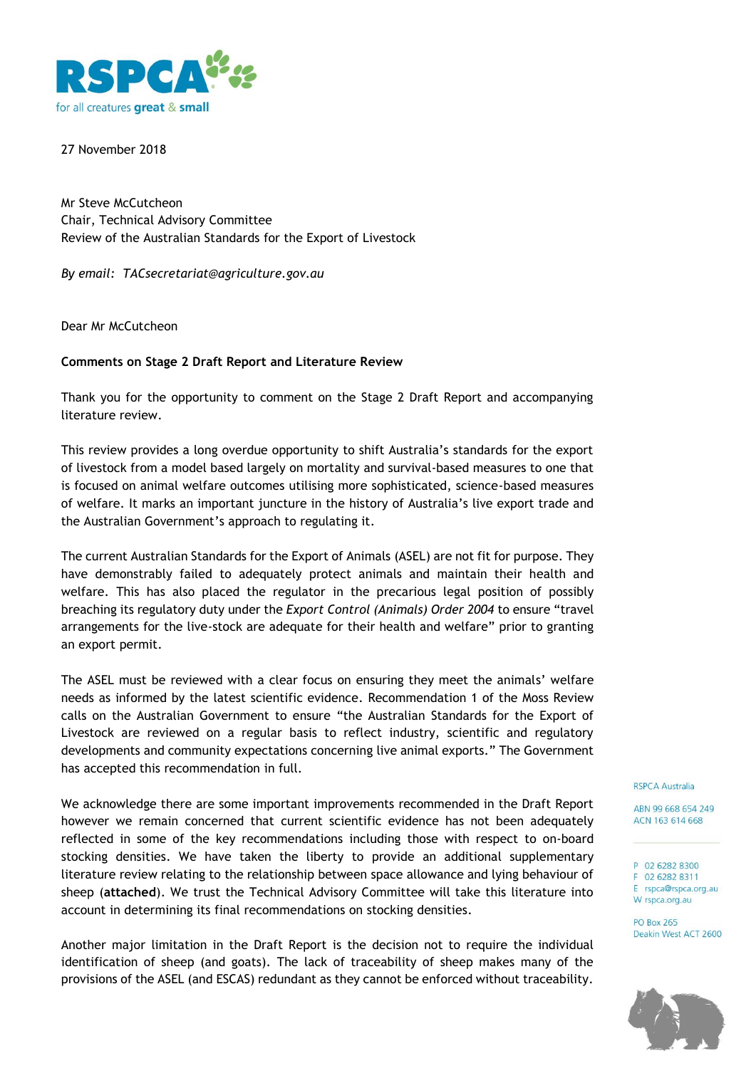27 November 2018

Mr Steve McCutcheon
Chair, Technical Advisory Committee
Review of the Australian Standards for the Export of Livestock

*By email: TACsecretariat@agriculture.gov.au*

Dear Mr McCutcheon

**Comments on Stage 2 Draft Report and Literature Review**

Thank you for the opportunity to comment on the Stage 2 Draft Report and accompanying literature review.

This review provides a long overdue opportunity to shift Australia's standards for the export of livestock from a model based largely on mortality and survival-based measures to one that is focused on animal welfare outcomes utilising more sophisticated, science-based measures of welfare. It marks an important juncture in the history of Australia's live export trade and the Australian Government's approach to regulating it.

The current Australian Standards for the Export of Animals (ASEL) are not fit for purpose. They have demonstrably failed to adequately protect animals and maintain their health and welfare. This has also placed the regulator in the precarious legal position of possibly breaching its regulatory duty under the *Export Control (Animals) Order 2004* to ensure "travel arrangements for the live-stock are adequate for their health and welfare" prior to granting an export permit.

The ASEL must be reviewed with a clear focus on ensuring they meet the animals' welfare needs as informed by the latest scientific evidence. Recommendation 1 of the Moss Review calls on the Australian Government to ensure "the Australian Standards for the Export of Livestock are reviewed on a regular basis to reflect industry, scientific and regulatory developments and community expectations concerning live animal exports." The Government has accepted this recommendation in full.

We acknowledge there are some important improvements recommended in the Draft Report however we remain concerned that current scientific evidence has not been adequately reflected in some of the key recommendations including those with respect to on-board stocking densities. We have taken the liberty to provide an additional supplementary literature review relating to the relationship between space allowance and lying behaviour of sheep (**attached**). We trust the Technical Advisory Committee will take this literature into account in determining its final recommendations on stocking densities.

Another major limitation in the Draft Report is the decision not to require the individual identification of sheep (and goats). The lack of traceability of sheep makes many of the provisions of the ASEL (and ESCAS) redundant as they cannot be enforced without traceability.

RSPCA Australia

ABN 99 668 654 249
ACN 163 614 668

P 02 6282 8300
F 02 6282 8311
E rspca@rspca.org.au
W rspca.org.au

PO Box 265
Deakin West ACT 2600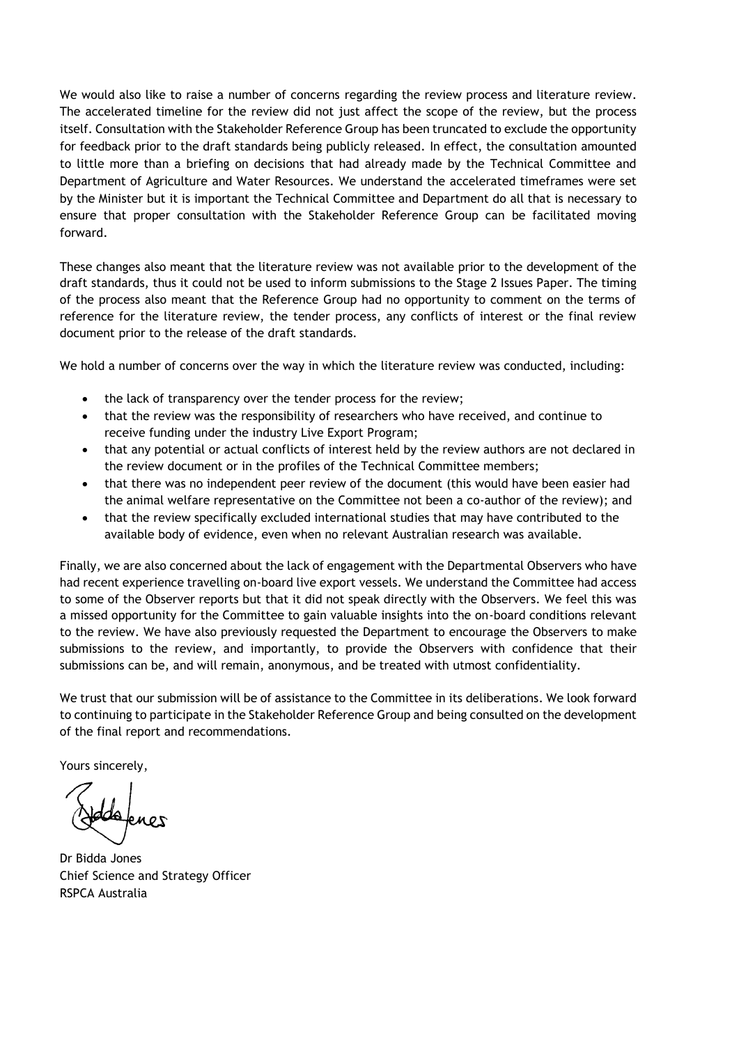We would also like to raise a number of concerns regarding the review process and literature review. The accelerated timeline for the review did not just affect the scope of the review, but the process itself. Consultation with the Stakeholder Reference Group has been truncated to exclude the opportunity for feedback prior to the draft standards being publicly released. In effect, the consultation amounted to little more than a briefing on decisions that had already made by the Technical Committee and Department of Agriculture and Water Resources. We understand the accelerated timeframes were set by the Minister but it is important the Technical Committee and Department do all that is necessary to ensure that proper consultation with the Stakeholder Reference Group can be facilitated moving forward.

These changes also meant that the literature review was not available prior to the development of the draft standards, thus it could not be used to inform submissions to the Stage 2 Issues Paper. The timing of the process also meant that the Reference Group had no opportunity to comment on the terms of reference for the literature review, the tender process, any conflicts of interest or the final review document prior to the release of the draft standards.

We hold a number of concerns over the way in which the literature review was conducted, including:

- the lack of transparency over the tender process for the review;
- that the review was the responsibility of researchers who have received, and continue to receive funding under the industry Live Export Program;
- that any potential or actual conflicts of interest held by the review authors are not declared in the review document or in the profiles of the Technical Committee members;
- that there was no independent peer review of the document (this would have been easier had the animal welfare representative on the Committee not been a co-author of the review); and
- that the review specifically excluded international studies that may have contributed to the available body of evidence, even when no relevant Australian research was available.

Finally, we are also concerned about the lack of engagement with the Departmental Observers who have had recent experience travelling on-board live export vessels. We understand the Committee had access to some of the Observer reports but that it did not speak directly with the Observers. We feel this was a missed opportunity for the Committee to gain valuable insights into the on-board conditions relevant to the review. We have also previously requested the Department to encourage the Observers to make submissions to the review, and importantly, to provide the Observers with confidence that their submissions can be, and will remain, anonymous, and be treated with utmost confidentiality.

We trust that our submission will be of assistance to the Committee in its deliberations. We look forward to continuing to participate in the Stakeholder Reference Group and being consulted on the development of the final report and recommendations.

Yours sincerely,

Dr Bidda Jones
Chief Science and Strategy Officer
RSPCA Australia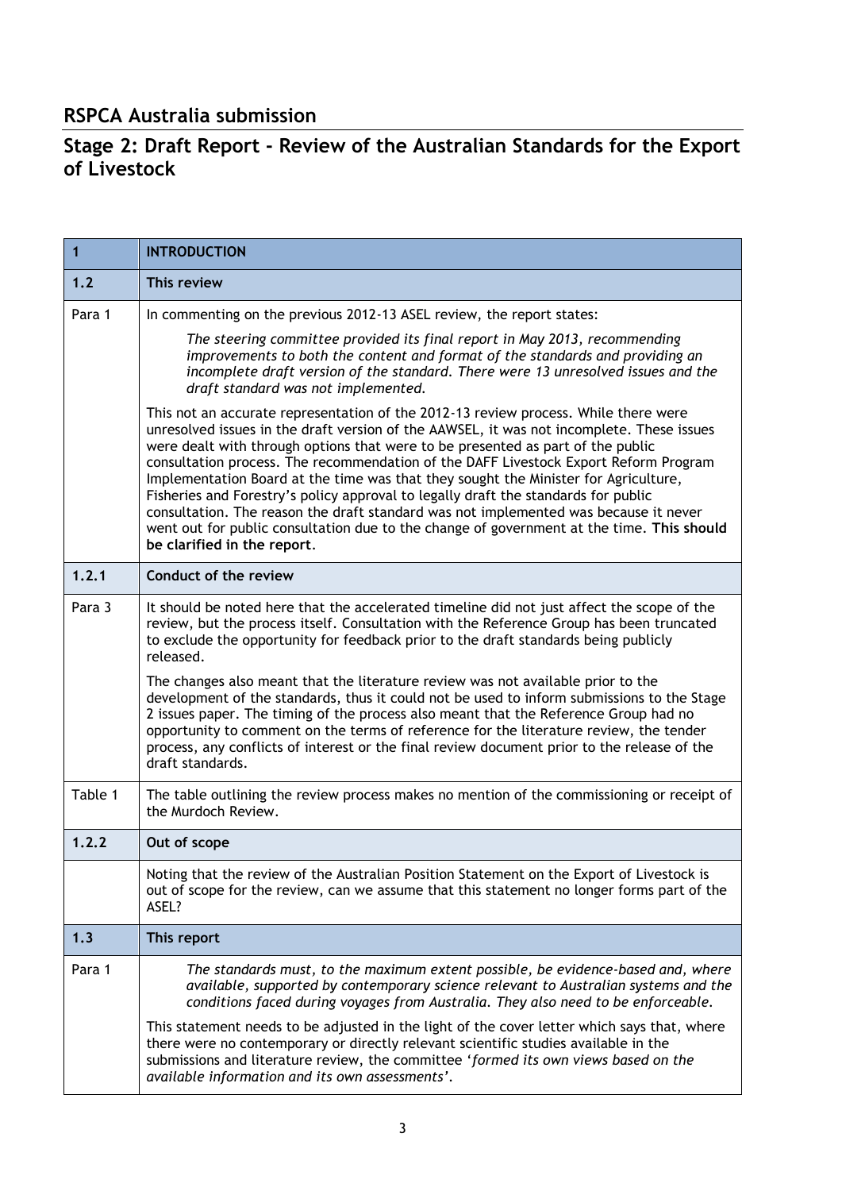## RSPCA Australia submission

## Stage 2: Draft Report - Review of the Australian Standards for the Export of Livestock

| 1 | **INTRODUCTION** |
|---|---|
| **1.2** | **This review** |
| Para 1 | In commenting on the previous 2012-13 ASEL review, the report states:<br><br>*The steering committee provided its final report in May 2013, recommending improvements to both the content and format of the standards and providing an incomplete draft version of the standard. There were 13 unresolved issues and the draft standard was not implemented.*<br><br>This not an accurate representation of the 2012-13 review process. While there were unresolved issues in the draft version of the AAWSEL, it was not incomplete. These issues were dealt with through options that were to be presented as part of the public consultation process. The recommendation of the DAFF Livestock Export Reform Program Implementation Board at the time was that they sought the Minister for Agriculture, Fisheries and Forestry's policy approval to legally draft the standards for public consultation. The reason the draft standard was not implemented was because it never went out for public consultation due to the change of government at the time. **This should be clarified in the report**. |
| **1.2.1** | **Conduct of the review** |
| Para 3 | It should be noted here that the accelerated timeline did not just affect the scope of the review, but the process itself. Consultation with the Reference Group has been truncated to exclude the opportunity for feedback prior to the draft standards being publicly released.<br><br>The changes also meant that the literature review was not available prior to the development of the standards, thus it could not be used to inform submissions to the Stage 2 issues paper. The timing of the process also meant that the Reference Group had no opportunity to comment on the terms of reference for the literature review, the tender process, any conflicts of interest or the final review document prior to the release of the draft standards. |
| Table 1 | The table outlining the review process makes no mention of the commissioning or receipt of the Murdoch Review. |
| **1.2.2** | **Out of scope** |
| | Noting that the review of the Australian Position Statement on the Export of Livestock is out of scope for the review, can we assume that this statement no longer forms part of the ASEL? |
| **1.3** | **This report** |
| Para 1 | *The standards must, to the maximum extent possible, be evidence-based and, where available, supported by contemporary science relevant to Australian systems and the conditions faced during voyages from Australia. They also need to be enforceable.*<br><br>This statement needs to be adjusted in the light of the cover letter which says that, where there were no contemporary or directly relevant scientific studies available in the submissions and literature review, the committee '*formed its own views based on the available information and its own assessments*'. |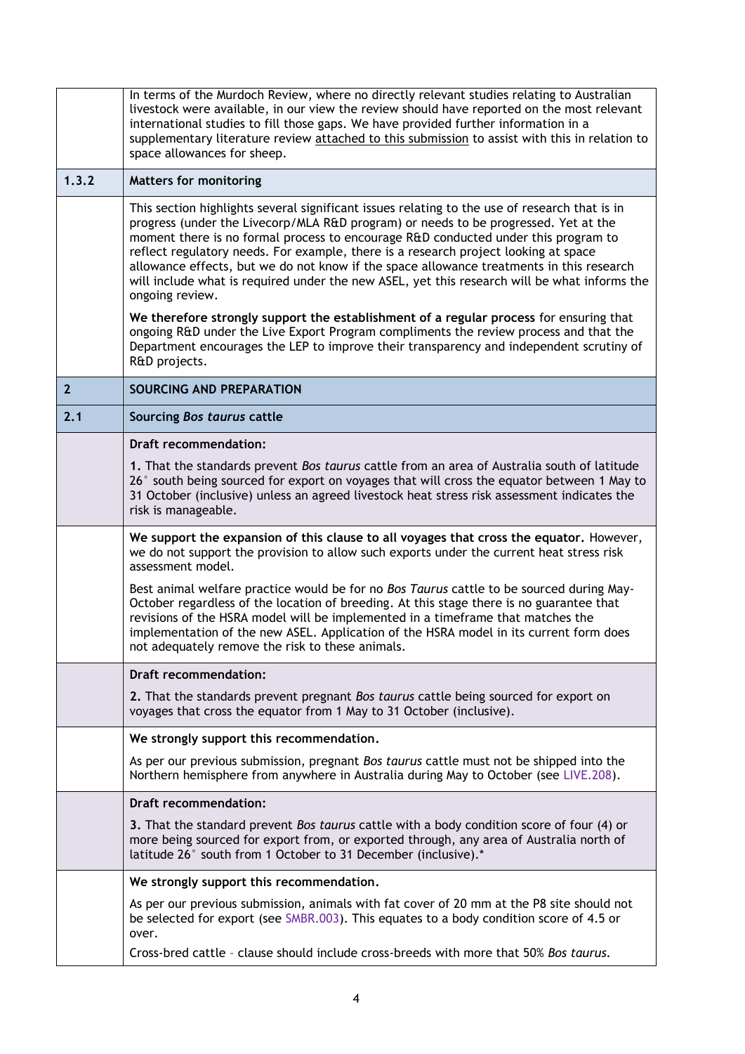| | |
|---|---|
| | In terms of the Murdoch Review, where no directly relevant studies relating to Australian livestock were available, in our view the review should have reported on the most relevant international studies to fill those gaps. We have provided further information in a supplementary literature review attached to this submission to assist with this in relation to space allowances for sheep. |
| **1.3.2** | **Matters for monitoring** |
| | This section highlights several significant issues relating to the use of research that is in progress (under the Livecorp/MLA R&D program) or needs to be progressed. Yet at the moment there is no formal process to encourage R&D conducted under this program to reflect regulatory needs. For example, there is a research project looking at space allowance effects, but we do not know if the space allowance treatments in this research will include what is required under the new ASEL, yet this research will be what informs the ongoing review.<br><br>**We therefore strongly support the establishment of a regular process** for ensuring that ongoing R&D under the Live Export Program compliments the review process and that the Department encourages the LEP to improve their transparency and independent scrutiny of R&D projects. |
| **2** | **SOURCING AND PREPARATION** |
| **2.1** | **Sourcing *Bos taurus* cattle** |
| | **Draft recommendation:**<br><br>**1.** That the standards prevent *Bos taurus* cattle from an area of Australia south of latitude 26° south being sourced for export on voyages that will cross the equator between 1 May to 31 October (inclusive) unless an agreed livestock heat stress risk assessment indicates the risk is manageable. |
| | **We support the expansion of this clause to all voyages that cross the equator.** However, we do not support the provision to allow such exports under the current heat stress risk assessment model.<br><br>Best animal welfare practice would be for no *Bos Taurus* cattle to be sourced during May-October regardless of the location of breeding. At this stage there is no guarantee that revisions of the HSRA model will be implemented in a timeframe that matches the implementation of the new ASEL. Application of the HSRA model in its current form does not adequately remove the risk to these animals. |
| | **Draft recommendation:**<br><br>**2.** That the standards prevent pregnant *Bos taurus* cattle being sourced for export on voyages that cross the equator from 1 May to 31 October (inclusive). |
| | **We strongly support this recommendation.**<br><br>As per our previous submission, pregnant *Bos taurus* cattle must not be shipped into the Northern hemisphere from anywhere in Australia during May to October (see LIVE.208). |
| | **Draft recommendation:**<br><br>**3.** That the standard prevent *Bos taurus* cattle with a body condition score of four (4) or more being sourced for export from, or exported through, any area of Australia north of latitude 26° south from 1 October to 31 December (inclusive).* |
| | **We strongly support this recommendation.**<br><br>As per our previous submission, animals with fat cover of 20 mm at the P8 site should not be selected for export (see SMBR.003). This equates to a body condition score of 4.5 or over.<br><br>Cross-bred cattle – clause should include cross-breeds with more that 50% *Bos taurus*. |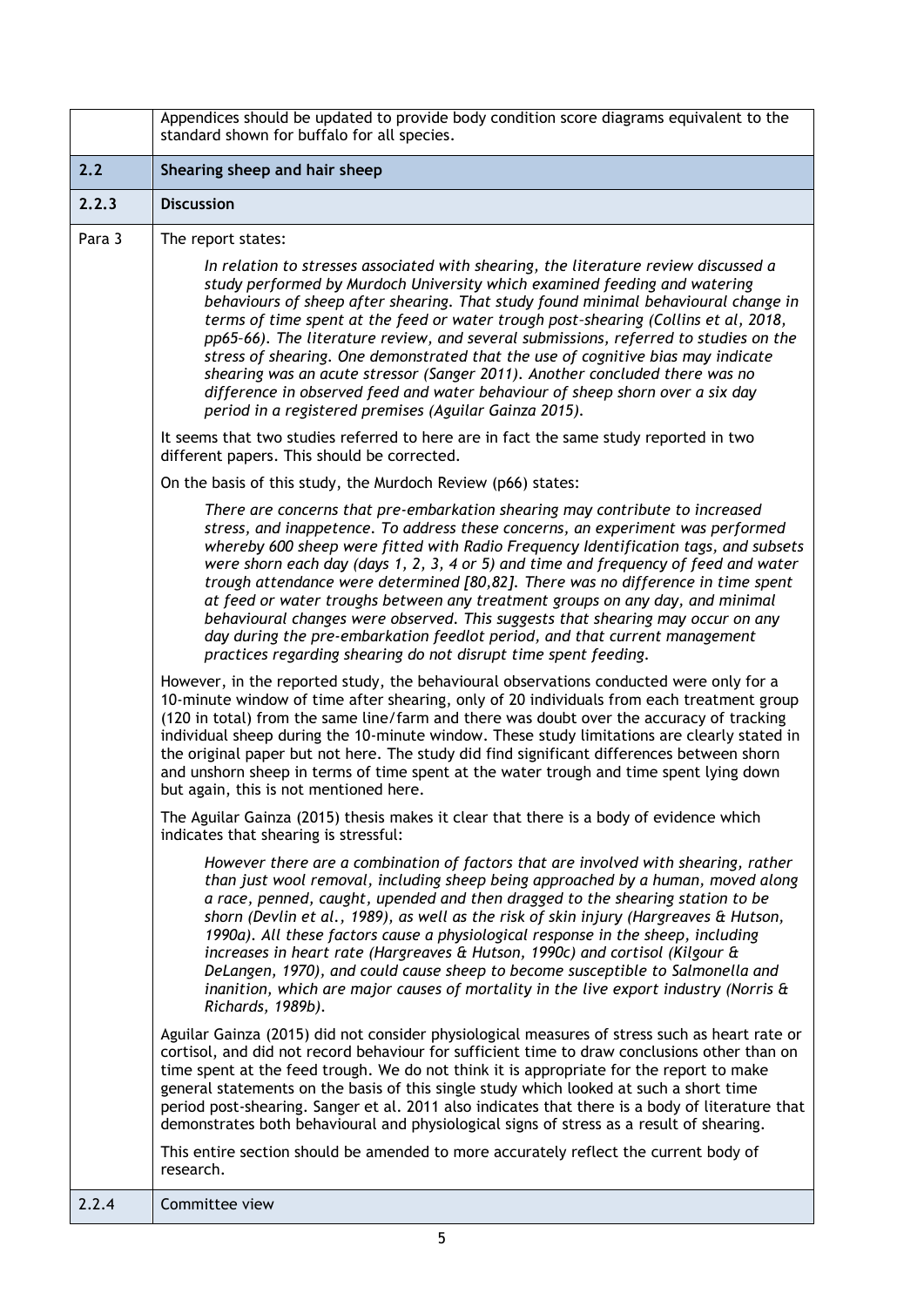| | |
|---|---|
| | Appendices should be updated to provide body condition score diagrams equivalent to the standard shown for buffalo for all species. |
| **2.2** | **Shearing sheep and hair sheep** |
| **2.2.3** | **Discussion** |
| Para 3 | The report states:<br><br>*In relation to stresses associated with shearing, the literature review discussed a study performed by Murdoch University which examined feeding and watering behaviours of sheep after shearing. That study found minimal behavioural change in terms of time spent at the feed or water trough post-shearing (Collins et al, 2018, pp65–66). The literature review, and several submissions, referred to studies on the stress of shearing. One demonstrated that the use of cognitive bias may indicate shearing was an acute stressor (Sanger 2011). Another concluded there was no difference in observed feed and water behaviour of sheep shorn over a six day period in a registered premises (Aguilar Gainza 2015).*<br><br>It seems that two studies referred to here are in fact the same study reported in two different papers. This should be corrected.<br><br>On the basis of this study, the Murdoch Review (p66) states:<br><br>*There are concerns that pre-embarkation shearing may contribute to increased stress, and inappetence. To address these concerns, an experiment was performed whereby 600 sheep were fitted with Radio Frequency Identification tags, and subsets were shorn each day (days 1, 2, 3, 4 or 5) and time and frequency of feed and water trough attendance were determined [80,82]. There was no difference in time spent at feed or water troughs between any treatment groups on any day, and minimal behavioural changes were observed. This suggests that shearing may occur on any day during the pre-embarkation feedlot period, and that current management practices regarding shearing do not disrupt time spent feeding.*<br><br>However, in the reported study, the behavioural observations conducted were only for a 10-minute window of time after shearing, only of 20 individuals from each treatment group (120 in total) from the same line/farm and there was doubt over the accuracy of tracking individual sheep during the 10-minute window. These study limitations are clearly stated in the original paper but not here. The study did find significant differences between shorn and unshorn sheep in terms of time spent at the water trough and time spent lying down but again, this is not mentioned here.<br><br>The Aguilar Gainza (2015) thesis makes it clear that there is a body of evidence which indicates that shearing is stressful:<br><br>*However there are a combination of factors that are involved with shearing, rather than just wool removal, including sheep being approached by a human, moved along a race, penned, caught, upended and then dragged to the shearing station to be shorn (Devlin et al., 1989), as well as the risk of skin injury (Hargreaves & Hutson, 1990a). All these factors cause a physiological response in the sheep, including increases in heart rate (Hargreaves & Hutson, 1990c) and cortisol (Kilgour & DeLangen, 1970), and could cause sheep to become susceptible to Salmonella and inanition, which are major causes of mortality in the live export industry (Norris & Richards, 1989b).*<br><br>Aguilar Gainza (2015) did not consider physiological measures of stress such as heart rate or cortisol, and did not record behaviour for sufficient time to draw conclusions other than on time spent at the feed trough. We do not think it is appropriate for the report to make general statements on the basis of this single study which looked at such a short time period post-shearing. Sanger et al. 2011 also indicates that there is a body of literature that demonstrates both behavioural and physiological signs of stress as a result of shearing.<br><br>This entire section should be amended to more accurately reflect the current body of research. |
| 2.2.4 | Committee view |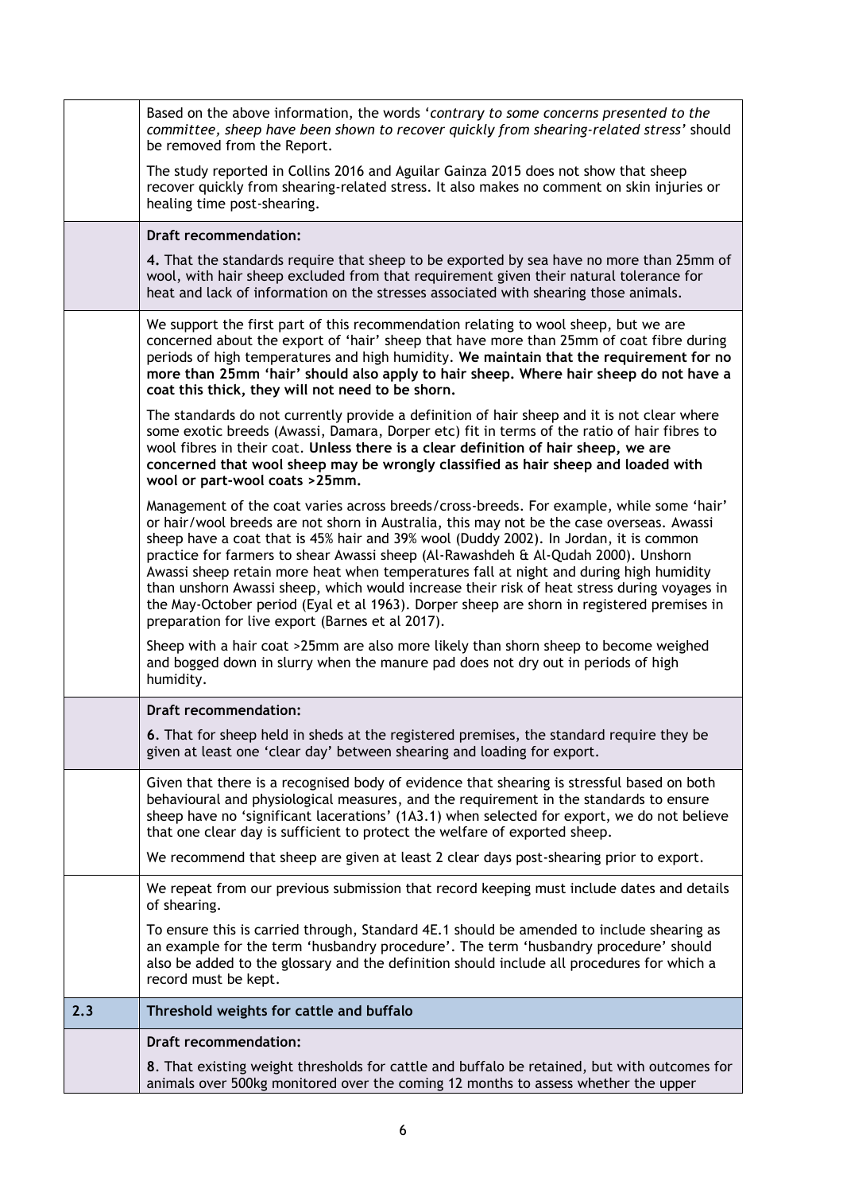| | |
|---|---|
| | Based on the above information, the words '*contrary to some concerns presented to the committee, sheep have been shown to recover quickly from shearing-related stress*' should be removed from the Report.<br><br>The study reported in Collins 2016 and Aguilar Gainza 2015 does not show that sheep recover quickly from shearing-related stress. It also makes no comment on skin injuries or healing time post-shearing. |
| | **Draft recommendation:**<br><br>**4.** That the standards require that sheep to be exported by sea have no more than 25mm of wool, with hair sheep excluded from that requirement given their natural tolerance for heat and lack of information on the stresses associated with shearing those animals. |
| | We support the first part of this recommendation relating to wool sheep, but we are concerned about the export of 'hair' sheep that have more than 25mm of coat fibre during periods of high temperatures and high humidity. **We maintain that the requirement for no more than 25mm 'hair' should also apply to hair sheep. Where hair sheep do not have a coat this thick, they will not need to be shorn.**<br><br>The standards do not currently provide a definition of hair sheep and it is not clear where some exotic breeds (Awassi, Damara, Dorper etc) fit in terms of the ratio of hair fibres to wool fibres in their coat. **Unless there is a clear definition of hair sheep, we are concerned that wool sheep may be wrongly classified as hair sheep and loaded with wool or part-wool coats >25mm.**<br><br>Management of the coat varies across breeds/cross-breeds. For example, while some 'hair' or hair/wool breeds are not shorn in Australia, this may not be the case overseas. Awassi sheep have a coat that is 45% hair and 39% wool (Duddy 2002). In Jordan, it is common practice for farmers to shear Awassi sheep (Al-Rawashdeh & Al-Qudah 2000). Unshorn Awassi sheep retain more heat when temperatures fall at night and during high humidity than unshorn Awassi sheep, which would increase their risk of heat stress during voyages in the May-October period (Eyal et al 1963). Dorper sheep are shorn in registered premises in preparation for live export (Barnes et al 2017).<br><br>Sheep with a hair coat >25mm are also more likely than shorn sheep to become weighed and bogged down in slurry when the manure pad does not dry out in periods of high humidity. |
| | **Draft recommendation:**<br><br>**6**. That for sheep held in sheds at the registered premises, the standard require they be given at least one 'clear day' between shearing and loading for export. |
| | Given that there is a recognised body of evidence that shearing is stressful based on both behavioural and physiological measures, and the requirement in the standards to ensure sheep have no 'significant lacerations' (1A3.1) when selected for export, we do not believe that one clear day is sufficient to protect the welfare of exported sheep.<br><br>We recommend that sheep are given at least 2 clear days post-shearing prior to export. |
| | We repeat from our previous submission that record keeping must include dates and details of shearing.<br><br>To ensure this is carried through, Standard 4E.1 should be amended to include shearing as an example for the term 'husbandry procedure'. The term 'husbandry procedure' should also be added to the glossary and the definition should include all procedures for which a record must be kept. |
| **2.3** | **Threshold weights for cattle and buffalo** |
| | **Draft recommendation:**<br><br>**8**. That existing weight thresholds for cattle and buffalo be retained, but with outcomes for animals over 500kg monitored over the coming 12 months to assess whether the upper |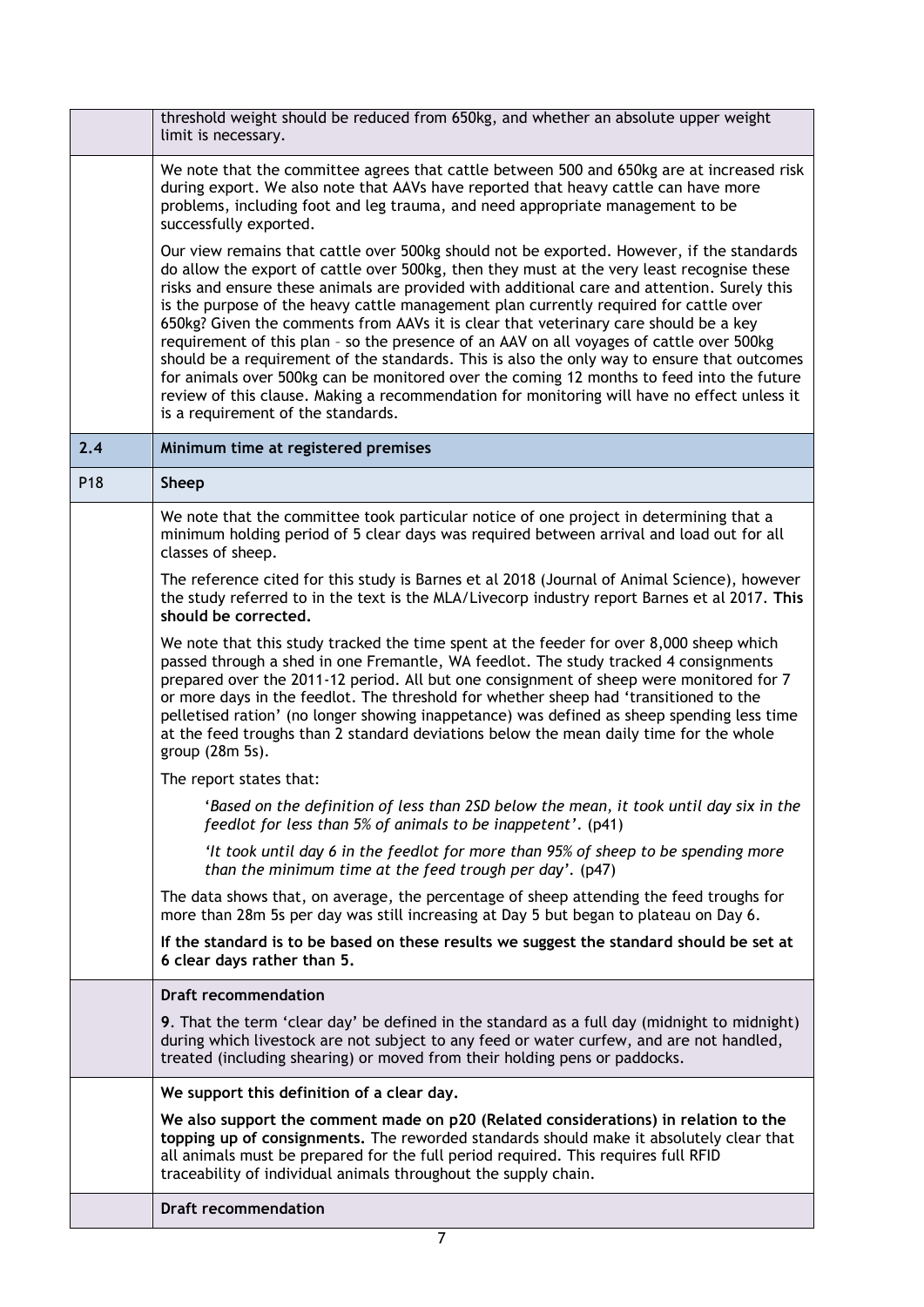| | |
|---|---|
| | threshold weight should be reduced from 650kg, and whether an absolute upper weight limit is necessary. |
| | We note that the committee agrees that cattle between 500 and 650kg are at increased risk during export. We also note that AAVs have reported that heavy cattle can have more problems, including foot and leg trauma, and need appropriate management to be successfully exported.<br><br>Our view remains that cattle over 500kg should not be exported. However, if the standards do allow the export of cattle over 500kg, then they must at the very least recognise these risks and ensure these animals are provided with additional care and attention. Surely this is the purpose of the heavy cattle management plan currently required for cattle over 650kg? Given the comments from AAVs it is clear that veterinary care should be a key requirement of this plan – so the presence of an AAV on all voyages of cattle over 500kg should be a requirement of the standards. This is also the only way to ensure that outcomes for animals over 500kg can be monitored over the coming 12 months to feed into the future review of this clause. Making a recommendation for monitoring will have no effect unless it is a requirement of the standards. |
| **2.4** | **Minimum time at registered premises** |
| P18 | **Sheep** |
| | We note that the committee took particular notice of one project in determining that a minimum holding period of 5 clear days was required between arrival and load out for all classes of sheep.<br><br>The reference cited for this study is Barnes et al 2018 (Journal of Animal Science), however the study referred to in the text is the MLA/Livecorp industry report Barnes et al 2017. **This should be corrected.**<br><br>We note that this study tracked the time spent at the feeder for over 8,000 sheep which passed through a shed in one Fremantle, WA feedlot. The study tracked 4 consignments prepared over the 2011-12 period. All but one consignment of sheep were monitored for 7 or more days in the feedlot. The threshold for whether sheep had 'transitioned to the pelletised ration' (no longer showing inappetance) was defined as sheep spending less time at the feed troughs than 2 standard deviations below the mean daily time for the whole group (28m 5s).<br><br>The report states that:<br><br>'*Based on the definition of less than 2SD below the mean, it took until day six in the feedlot for less than 5% of animals to be inappetent*'. (p41)<br><br>*'It took until day 6 in the feedlot for more than 95% of sheep to be spending more than the minimum time at the feed trough per day'*. (p47)<br><br>The data shows that, on average, the percentage of sheep attending the feed troughs for more than 28m 5s per day was still increasing at Day 5 but began to plateau on Day 6.<br><br>**If the standard is to be based on these results we suggest the standard should be set at 6 clear days rather than 5.** |
| | **Draft recommendation**<br><br>**9**. That the term 'clear day' be defined in the standard as a full day (midnight to midnight) during which livestock are not subject to any feed or water curfew, and are not handled, treated (including shearing) or moved from their holding pens or paddocks. |
| | **We support this definition of a clear day.**<br><br>**We also support the comment made on p20 (Related considerations) in relation to the topping up of consignments.** The reworded standards should make it absolutely clear that all animals must be prepared for the full period required. This requires full RFID traceability of individual animals throughout the supply chain. |
| | **Draft recommendation** |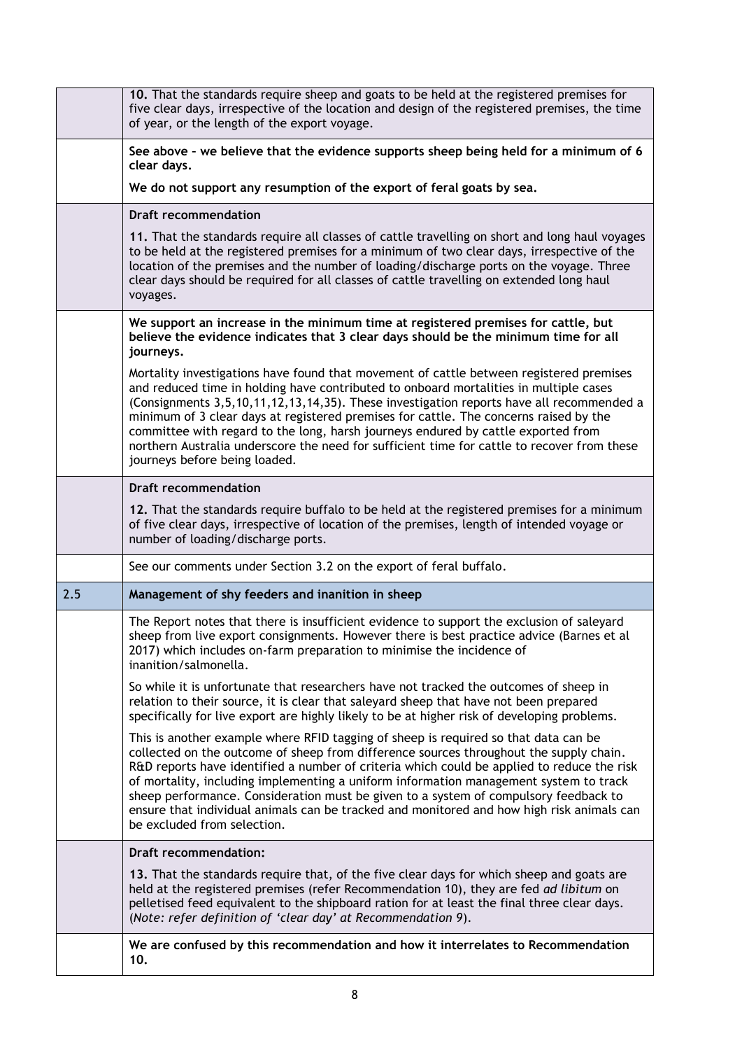| | |
|---|---|
| | **10.** That the standards require sheep and goats to be held at the registered premises for five clear days, irrespective of the location and design of the registered premises, the time of year, or the length of the export voyage. |
| | **See above – we believe that the evidence supports sheep being held for a minimum of 6 clear days.**<br><br>**We do not support any resumption of the export of feral goats by sea.** |
| | **Draft recommendation**<br><br>**11.** That the standards require all classes of cattle travelling on short and long haul voyages to be held at the registered premises for a minimum of two clear days, irrespective of the location of the premises and the number of loading/discharge ports on the voyage. Three clear days should be required for all classes of cattle travelling on extended long haul voyages. |
| | **We support an increase in the minimum time at registered premises for cattle, but believe the evidence indicates that 3 clear days should be the minimum time for all journeys.**<br><br>Mortality investigations have found that movement of cattle between registered premises and reduced time in holding have contributed to onboard mortalities in multiple cases (Consignments 3,5,10,11,12,13,14,35). These investigation reports have all recommended a minimum of 3 clear days at registered premises for cattle. The concerns raised by the committee with regard to the long, harsh journeys endured by cattle exported from northern Australia underscore the need for sufficient time for cattle to recover from these journeys before being loaded. |
| | **Draft recommendation**<br><br>**12.** That the standards require buffalo to be held at the registered premises for a minimum of five clear days, irrespective of location of the premises, length of intended voyage or number of loading/discharge ports. |
| | See our comments under Section 3.2 on the export of feral buffalo. |
| 2.5 | **Management of shy feeders and inanition in sheep** |
| | The Report notes that there is insufficient evidence to support the exclusion of saleyard sheep from live export consignments. However there is best practice advice (Barnes et al 2017) which includes on-farm preparation to minimise the incidence of inanition/salmonella.<br><br>So while it is unfortunate that researchers have not tracked the outcomes of sheep in relation to their source, it is clear that saleyard sheep that have not been prepared specifically for live export are highly likely to be at higher risk of developing problems.<br><br>This is another example where RFID tagging of sheep is required so that data can be collected on the outcome of sheep from difference sources throughout the supply chain. R&D reports have identified a number of criteria which could be applied to reduce the risk of mortality, including implementing a uniform information management system to track sheep performance. Consideration must be given to a system of compulsory feedback to ensure that individual animals can be tracked and monitored and how high risk animals can be excluded from selection. |
| | **Draft recommendation:**<br><br>**13.** That the standards require that, of the five clear days for which sheep and goats are held at the registered premises (refer Recommendation 10), they are fed *ad libitum* on pelletised feed equivalent to the shipboard ration for at least the final three clear days. (*Note: refer definition of 'clear day' at Recommendation 9*). |
| | **We are confused by this recommendation and how it interrelates to Recommendation 10.** |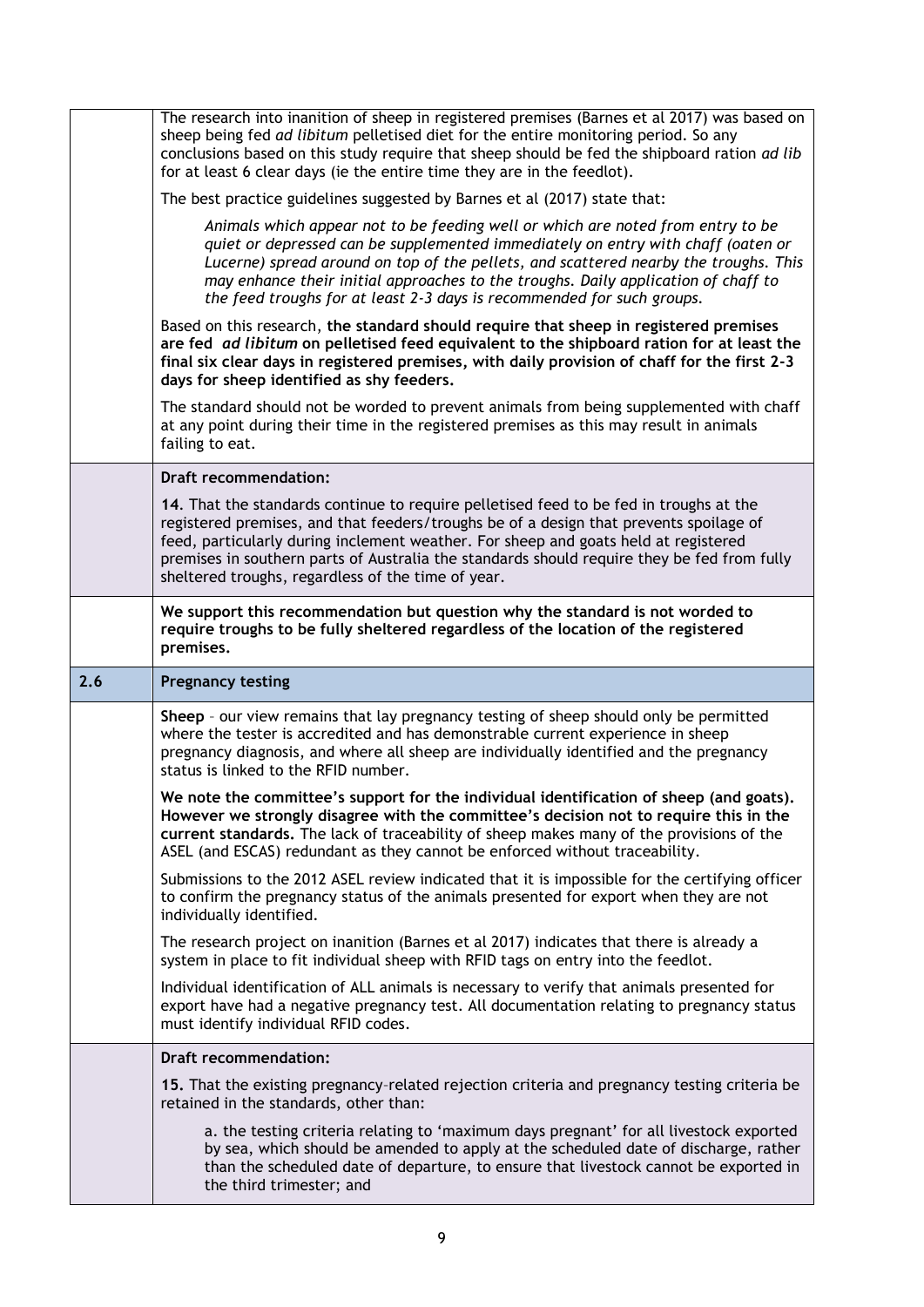| | |
|---|---|
| | The research into inanition of sheep in registered premises (Barnes et al 2017) was based on sheep being fed *ad libitum* pelletised diet for the entire monitoring period. So any conclusions based on this study require that sheep should be fed the shipboard ration *ad lib* for at least 6 clear days (ie the entire time they are in the feedlot).<br><br>The best practice guidelines suggested by Barnes et al (2017) state that:<br><br>*Animals which appear not to be feeding well or which are noted from entry to be quiet or depressed can be supplemented immediately on entry with chaff (oaten or Lucerne) spread around on top of the pellets, and scattered nearby the troughs. This may enhance their initial approaches to the troughs. Daily application of chaff to the feed troughs for at least 2-3 days is recommended for such groups.*<br><br>Based on this research, **the standard should require that sheep in registered premises are fed *ad libitum* on pelletised feed equivalent to the shipboard ration for at least the final six clear days in registered premises, with daily provision of chaff for the first 2-3 days for sheep identified as shy feeders.**<br><br>The standard should not be worded to prevent animals from being supplemented with chaff at any point during their time in the registered premises as this may result in animals failing to eat. |
| | **Draft recommendation:**<br><br>**14**. That the standards continue to require pelletised feed to be fed in troughs at the registered premises, and that feeders/troughs be of a design that prevents spoilage of feed, particularly during inclement weather. For sheep and goats held at registered premises in southern parts of Australia the standards should require they be fed from fully sheltered troughs, regardless of the time of year. |
| | **We support this recommendation but question why the standard is not worded to require troughs to be fully sheltered regardless of the location of the registered premises.** |
| **2.6** | **Pregnancy testing** |
| | **Sheep** – our view remains that lay pregnancy testing of sheep should only be permitted where the tester is accredited and has demonstrable current experience in sheep pregnancy diagnosis, and where all sheep are individually identified and the pregnancy status is linked to the RFID number.<br><br>**We note the committee's support for the individual identification of sheep (and goats). However we strongly disagree with the committee's decision not to require this in the current standards.** The lack of traceability of sheep makes many of the provisions of the ASEL (and ESCAS) redundant as they cannot be enforced without traceability.<br><br>Submissions to the 2012 ASEL review indicated that it is impossible for the certifying officer to confirm the pregnancy status of the animals presented for export when they are not individually identified.<br><br>The research project on inanition (Barnes et al 2017) indicates that there is already a system in place to fit individual sheep with RFID tags on entry into the feedlot.<br><br>Individual identification of ALL animals is necessary to verify that animals presented for export have had a negative pregnancy test. All documentation relating to pregnancy status must identify individual RFID codes. |
| | **Draft recommendation:**<br><br>**15.** That the existing pregnancy-related rejection criteria and pregnancy testing criteria be retained in the standards, other than:<br><br>a. the testing criteria relating to 'maximum days pregnant' for all livestock exported by sea, which should be amended to apply at the scheduled date of discharge, rather than the scheduled date of departure, to ensure that livestock cannot be exported in the third trimester; and |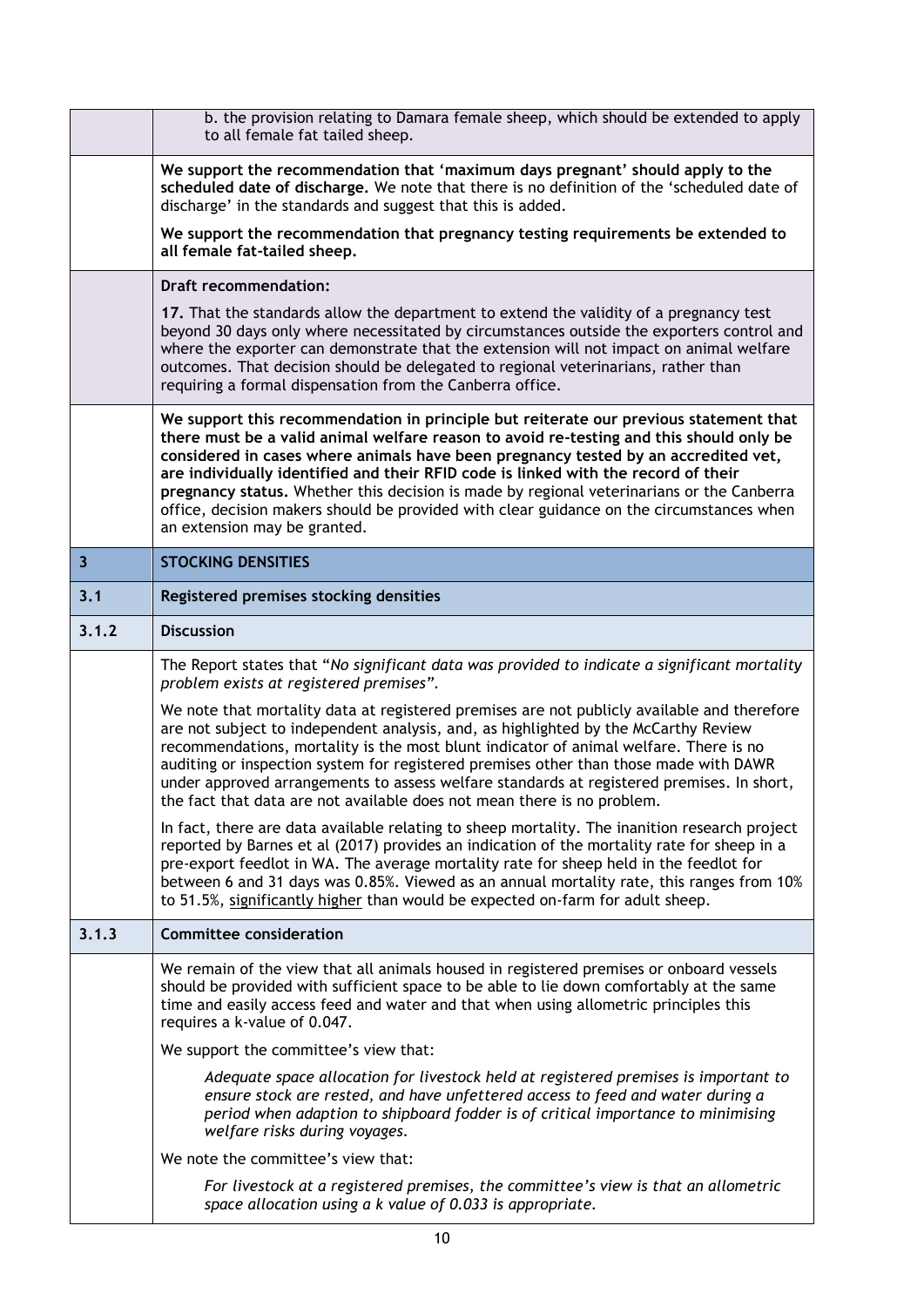| | |
|---|---|
| | b. the provision relating to Damara female sheep, which should be extended to apply to all female fat tailed sheep. |
| | **We support the recommendation that 'maximum days pregnant' should apply to the scheduled date of discharge.** We note that there is no definition of the 'scheduled date of discharge' in the standards and suggest that this is added.<br><br>**We support the recommendation that pregnancy testing requirements be extended to all female fat-tailed sheep.** |
| | **Draft recommendation:**<br><br>**17.** That the standards allow the department to extend the validity of a pregnancy test beyond 30 days only where necessitated by circumstances outside the exporters control and where the exporter can demonstrate that the extension will not impact on animal welfare outcomes. That decision should be delegated to regional veterinarians, rather than requiring a formal dispensation from the Canberra office. |
| | **We support this recommendation in principle but reiterate our previous statement that there must be a valid animal welfare reason to avoid re-testing and this should only be considered in cases where animals have been pregnancy tested by an accredited vet, are individually identified and their RFID code is linked with the record of their pregnancy status.** Whether this decision is made by regional veterinarians or the Canberra office, decision makers should be provided with clear guidance on the circumstances when an extension may be granted. |
| **3** | **STOCKING DENSITIES** |
| **3.1** | **Registered premises stocking densities** |
| **3.1.2** | **Discussion** |
| | The Report states that "*No significant data was provided to indicate a significant mortality problem exists at registered premises*".<br><br>We note that mortality data at registered premises are not publicly available and therefore are not subject to independent analysis, and, as highlighted by the McCarthy Review recommendations, mortality is the most blunt indicator of animal welfare. There is no auditing or inspection system for registered premises other than those made with DAWR under approved arrangements to assess welfare standards at registered premises. In short, the fact that data are not available does not mean there is no problem.<br><br>In fact, there are data available relating to sheep mortality. The inanition research project reported by Barnes et al (2017) provides an indication of the mortality rate for sheep in a pre-export feedlot in WA. The average mortality rate for sheep held in the feedlot for between 6 and 31 days was 0.85%. Viewed as an annual mortality rate, this ranges from 10% to 51.5%, <u>significantly higher</u> than would be expected on-farm for adult sheep. |
| **3.1.3** | **Committee consideration** |
| | We remain of the view that all animals housed in registered premises or onboard vessels should be provided with sufficient space to be able to lie down comfortably at the same time and easily access feed and water and that when using allometric principles this requires a k-value of 0.047.<br><br>We support the committee's view that:<br><br>*Adequate space allocation for livestock held at registered premises is important to ensure stock are rested, and have unfettered access to feed and water during a period when adaption to shipboard fodder is of critical importance to minimising welfare risks during voyages.*<br><br>We note the committee's view that:<br><br>*For livestock at a registered premises, the committee's view is that an allometric space allocation using a k value of 0.033 is appropriate.* |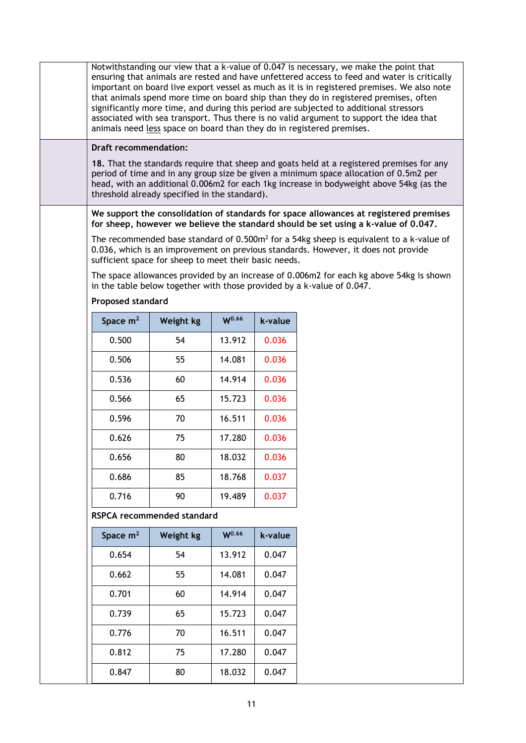Notwithstanding our view that a k-value of 0.047 is necessary, we make the point that ensuring that animals are rested and have unfettered access to feed and water is critically important on board live export vessel as much as it is in registered premises. We also note that animals spend more time on board ship than they do in registered premises, often significantly more time, and during this period are subjected to additional stressors associated with sea transport. Thus there is no valid argument to support the idea that animals need less space on board than they do in registered premises.

**Draft recommendation:**

**18.** That the standards require that sheep and goats held at a registered premises for any period of time and in any group size be given a minimum space allocation of 0.5m2 per head, with an additional 0.006m2 for each 1kg increase in bodyweight above 54kg (as the threshold already specified in the standard).

**We support the consolidation of standards for space allowances at registered premises for sheep, however we believe the standard should be set using a k-value of 0.047.**

The recommended base standard of 0.500m$^2$ for a 54kg sheep is equivalent to a k-value of 0.036, which is an improvement on previous standards. However, it does not provide sufficient space for sheep to meet their basic needs.

The space allowances provided by an increase of 0.006m2 for each kg above 54kg is shown in the table below together with those provided by a k-value of 0.047.

**Proposed standard**

| Space m$^2$ | Weight kg | $W^{0.66}$ | k-value |
|---|---|---|---|
| 0.500 | 54 | 13.912 | 0.036 |
| 0.506 | 55 | 14.081 | 0.036 |
| 0.536 | 60 | 14.914 | 0.036 |
| 0.566 | 65 | 15.723 | 0.036 |
| 0.596 | 70 | 16.511 | 0.036 |
| 0.626 | 75 | 17.280 | 0.036 |
| 0.656 | 80 | 18.032 | 0.036 |
| 0.686 | 85 | 18.768 | 0.037 |
| 0.716 | 90 | 19.489 | 0.037 |

**RSPCA recommended standard**

| Space m$^2$ | Weight kg | $W^{0.66}$ | k-value |
|---|---|---|---|
| 0.654 | 54 | 13.912 | 0.047 |
| 0.662 | 55 | 14.081 | 0.047 |
| 0.701 | 60 | 14.914 | 0.047 |
| 0.739 | 65 | 15.723 | 0.047 |
| 0.776 | 70 | 16.511 | 0.047 |
| 0.812 | 75 | 17.280 | 0.047 |
| 0.847 | 80 | 18.032 | 0.047 |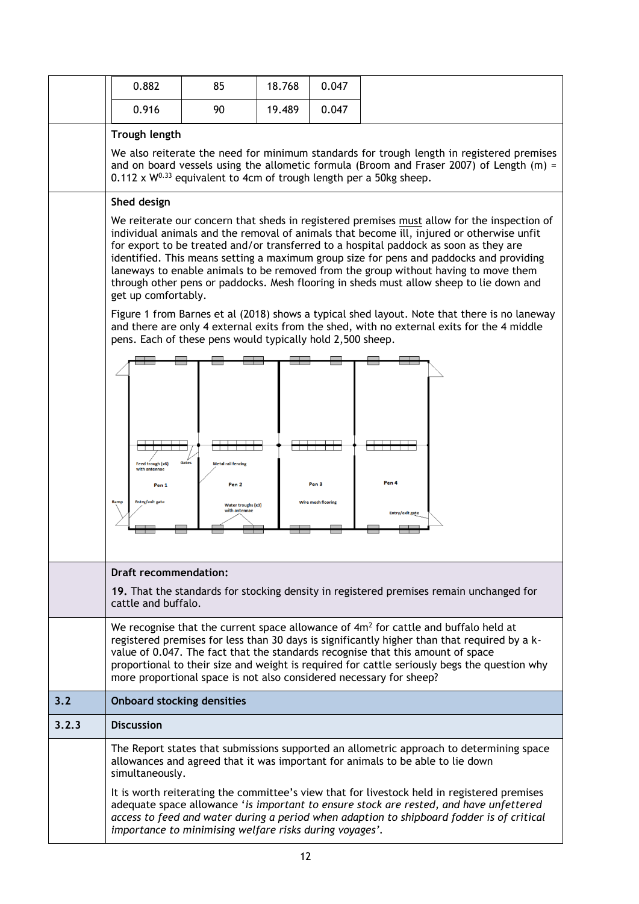| 0.882 | 85 | 18.768 | 0.047 |
|---|---|---|---|
| 0.916 | 90 | 19.489 | 0.047 |

**Trough length**

We also reiterate the need for minimum standards for trough length in registered premises and on board vessels using the allometic formula (Broom and Fraser 2007) of Length (m) = 0.112 x $W^{0.33}$ equivalent to 4cm of trough length per a 50kg sheep.

**Shed design**

We reiterate our concern that sheds in registered premises must allow for the inspection of individual animals and the removal of animals that become ill, injured or otherwise unfit for export to be treated and/or transferred to a hospital paddock as soon as they are identified. This means setting a maximum group size for pens and paddocks and providing laneways to enable animals to be removed from the group without having to move them through other pens or paddocks. Mesh flooring in sheds must allow sheep to lie down and get up comfortably.

Figure 1 from Barnes et al (2018) shows a typical shed layout. Note that there is no laneway and there are only 4 external exits from the shed, with no external exits for the 4 middle pens. Each of these pens would typically hold 2,500 sheep.

**Draft recommendation:**

**19.** That the standards for stocking density in registered premises remain unchanged for cattle and buffalo.

We recognise that the current space allowance of $4m^2$ for cattle and buffalo held at registered premises for less than 30 days is significantly higher than that required by a k-value of 0.047. The fact that the standards recognise that this amount of space proportional to their size and weight is required for cattle seriously begs the question why more proportional space is not also considered necessary for sheep?

## 3.2 Onboard stocking densities

### 3.2.3 Discussion

The Report states that submissions supported an allometric approach to determining space allowances and agreed that it was important for animals to be able to lie down simultaneously.

It is worth reiterating the committee's view that for livestock held in registered premises adequate space allowance '*is important to ensure stock are rested, and have unfettered access to feed and water during a period when adaption to shipboard fodder is of critical importance to minimising welfare risks during voyages*'.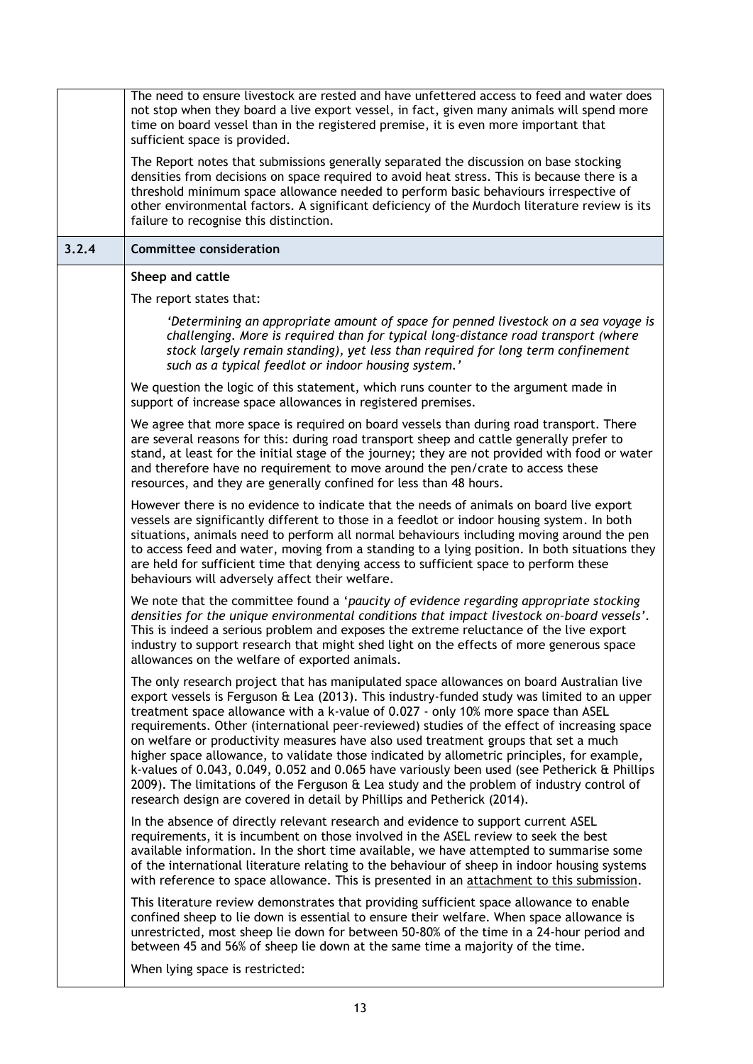The need to ensure livestock are rested and have unfettered access to feed and water does not stop when they board a live export vessel, in fact, given many animals will spend more time on board vessel than in the registered premise, it is even more important that sufficient space is provided.

The Report notes that submissions generally separated the discussion on base stocking densities from decisions on space required to avoid heat stress. This is because there is a threshold minimum space allowance needed to perform basic behaviours irrespective of other environmental factors. A significant deficiency of the Murdoch literature review is its failure to recognise this distinction.

## 3.2.4 Committee consideration

**Sheep and cattle**

The report states that:

> *'Determining an appropriate amount of space for penned livestock on a sea voyage is challenging. More is required than for typical long–distance road transport (where stock largely remain standing), yet less than required for long term confinement such as a typical feedlot or indoor housing system.'*

We question the logic of this statement, which runs counter to the argument made in support of increase space allowances in registered premises.

We agree that more space is required on board vessels than during road transport. There are several reasons for this: during road transport sheep and cattle generally prefer to stand, at least for the initial stage of the journey; they are not provided with food or water and therefore have no requirement to move around the pen/crate to access these resources, and they are generally confined for less than 48 hours.

However there is no evidence to indicate that the needs of animals on board live export vessels are significantly different to those in a feedlot or indoor housing system. In both situations, animals need to perform all normal behaviours including moving around the pen to access feed and water, moving from a standing to a lying position. In both situations they are held for sufficient time that denying access to sufficient space to perform these behaviours will adversely affect their welfare.

We note that the committee found a '*paucity of evidence regarding appropriate stocking densities for the unique environmental conditions that impact livestock on–board vessels*'. This is indeed a serious problem and exposes the extreme reluctance of the live export industry to support research that might shed light on the effects of more generous space allowances on the welfare of exported animals.

The only research project that has manipulated space allowances on board Australian live export vessels is Ferguson & Lea (2013). This industry-funded study was limited to an upper treatment space allowance with a k-value of 0.027 - only 10% more space than ASEL requirements. Other (international peer-reviewed) studies of the effect of increasing space on welfare or productivity measures have also used treatment groups that set a much higher space allowance, to validate those indicated by allometric principles, for example, k-values of 0.043, 0.049, 0.052 and 0.065 have variously been used (see Petherick & Phillips 2009). The limitations of the Ferguson & Lea study and the problem of industry control of research design are covered in detail by Phillips and Petherick (2014).

In the absence of directly relevant research and evidence to support current ASEL requirements, it is incumbent on those involved in the ASEL review to seek the best available information. In the short time available, we have attempted to summarise some of the international literature relating to the behaviour of sheep in indoor housing systems with reference to space allowance. This is presented in an attachment to this submission.

This literature review demonstrates that providing sufficient space allowance to enable confined sheep to lie down is essential to ensure their welfare. When space allowance is unrestricted, most sheep lie down for between 50-80% of the time in a 24-hour period and between 45 and 56% of sheep lie down at the same time a majority of the time.

When lying space is restricted: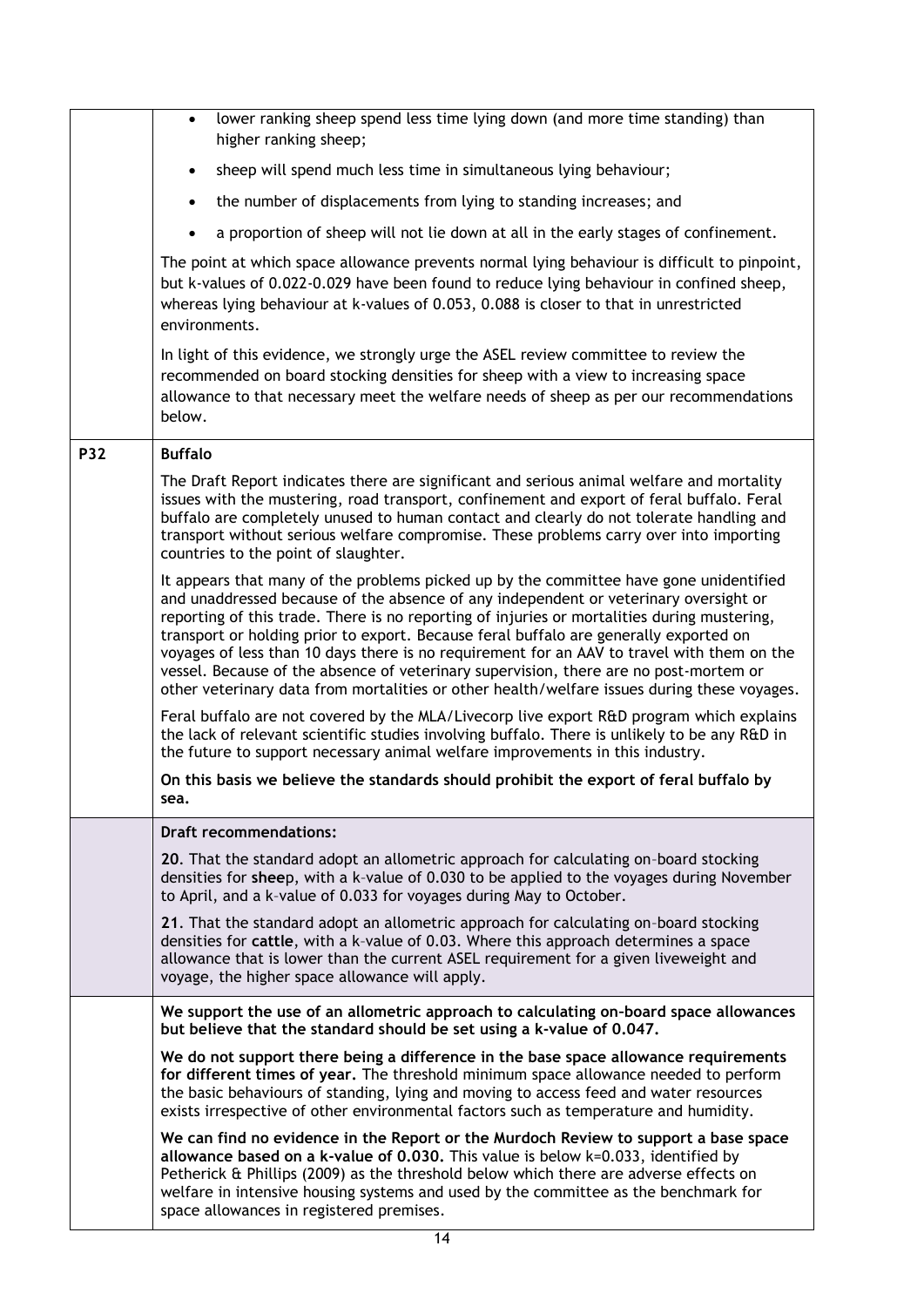| | |
|---|---|
| | - lower ranking sheep spend less time lying down (and more time standing) than higher ranking sheep;<br>- sheep will spend much less time in simultaneous lying behaviour;<br>- the number of displacements from lying to standing increases; and<br>- a proportion of sheep will not lie down at all in the early stages of confinement.<br><br>The point at which space allowance prevents normal lying behaviour is difficult to pinpoint, but k-values of 0.022-0.029 have been found to reduce lying behaviour in confined sheep, whereas lying behaviour at k-values of 0.053, 0.088 is closer to that in unrestricted environments.<br><br>In light of this evidence, we strongly urge the ASEL review committee to review the recommended on board stocking densities for sheep with a view to increasing space allowance to that necessary meet the welfare needs of sheep as per our recommendations below. |
| **P32** | **Buffalo**<br><br>The Draft Report indicates there are significant and serious animal welfare and mortality issues with the mustering, road transport, confinement and export of feral buffalo. Feral buffalo are completely unused to human contact and clearly do not tolerate handling and transport without serious welfare compromise. These problems carry over into importing countries to the point of slaughter.<br><br>It appears that many of the problems picked up by the committee have gone unidentified and unaddressed because of the absence of any independent or veterinary oversight or reporting of this trade. There is no reporting of injuries or mortalities during mustering, transport or holding prior to export. Because feral buffalo are generally exported on voyages of less than 10 days there is no requirement for an AAV to travel with them on the vessel. Because of the absence of veterinary supervision, there are no post-mortem or other veterinary data from mortalities or other health/welfare issues during these voyages.<br><br>Feral buffalo are not covered by the MLA/Livecorp live export R&D program which explains the lack of relevant scientific studies involving buffalo. There is unlikely to be any R&D in the future to support necessary animal welfare improvements in this industry.<br><br>**On this basis we believe the standards should prohibit the export of feral buffalo by sea.** |
| | **Draft recommendations:**<br><br>**20**. That the standard adopt an allometric approach for calculating on-board stocking densities for **shee**p, with a k-value of 0.030 to be applied to the voyages during November to April, and a k-value of 0.033 for voyages during May to October.<br><br>**21**. That the standard adopt an allometric approach for calculating on-board stocking densities for **cattle**, with a k-value of 0.03. Where this approach determines a space allowance that is lower than the current ASEL requirement for a given liveweight and voyage, the higher space allowance will apply. |
| | **We support the use of an allometric approach to calculating on-board space allowances but believe that the standard should be set using a k-value of 0.047.**<br><br>**We do not support there being a difference in the base space allowance requirements for different times of year.** The threshold minimum space allowance needed to perform the basic behaviours of standing, lying and moving to access feed and water resources exists irrespective of other environmental factors such as temperature and humidity.<br><br>**We can find no evidence in the Report or the Murdoch Review to support a base space allowance based on a k-value of 0.030.** This value is below k=0.033, identified by Petherick & Phillips (2009) as the threshold below which there are adverse effects on welfare in intensive housing systems and used by the committee as the benchmark for space allowances in registered premises. |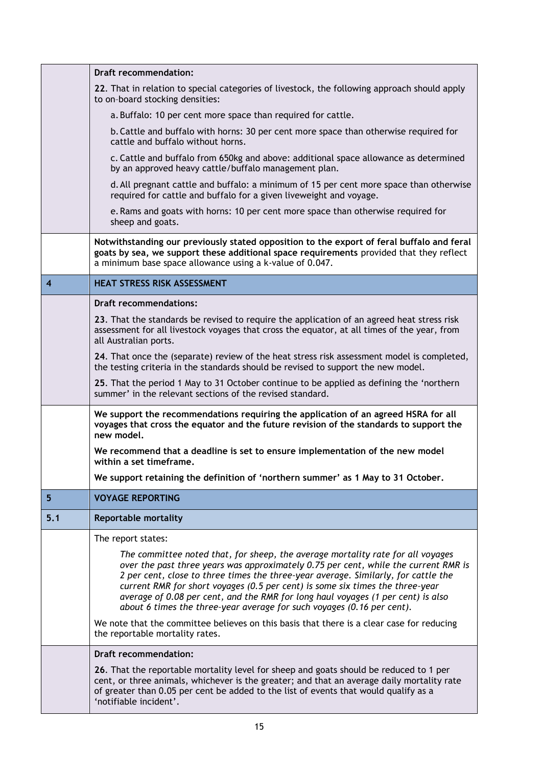| | |
|---|---|
| | **Draft recommendation:**<br><br>22. That in relation to special categories of livestock, the following approach should apply to on-board stocking densities:<br><br>a. Buffalo: 10 per cent more space than required for cattle.<br><br>b. Cattle and buffalo with horns: 30 per cent more space than otherwise required for cattle and buffalo without horns.<br><br>c. Cattle and buffalo from 650kg and above: additional space allowance as determined by an approved heavy cattle/buffalo management plan.<br><br>d. All pregnant cattle and buffalo: a minimum of 15 per cent more space than otherwise required for cattle and buffalo for a given liveweight and voyage.<br><br>e. Rams and goats with horns: 10 per cent more space than otherwise required for sheep and goats. |
| | **Notwithstanding our previously stated opposition to the export of feral buffalo and feral goats by sea, we support these additional space requirements** provided that they reflect a minimum base space allowance using a k-value of 0.047. |
| **4** | **HEAT STRESS RISK ASSESSMENT** |
| | **Draft recommendations:**<br><br>23. That the standards be revised to require the application of an agreed heat stress risk assessment for all livestock voyages that cross the equator, at all times of the year, from all Australian ports.<br><br>24. That once the (separate) review of the heat stress risk assessment model is completed, the testing criteria in the standards should be revised to support the new model.<br><br>25. That the period 1 May to 31 October continue to be applied as defining the 'northern summer' in the relevant sections of the revised standard. |
| | **We support the recommendations requiring the application of an agreed HSRA for all voyages that cross the equator and the future revision of the standards to support the new model.**<br><br>**We recommend that a deadline is set to ensure implementation of the new model within a set timeframe.**<br><br>**We support retaining the definition of 'northern summer' as 1 May to 31 October.** |
| **5** | **VOYAGE REPORTING** |
| **5.1** | **Reportable mortality** |
| | The report states:<br><br>*The committee noted that, for sheep, the average mortality rate for all voyages over the past three years was approximately 0.75 per cent, while the current RMR is 2 per cent, close to three times the three-year average. Similarly, for cattle the current RMR for short voyages (0.5 per cent) is some six times the three-year average of 0.08 per cent, and the RMR for long haul voyages (1 per cent) is also about 6 times the three-year average for such voyages (0.16 per cent).*<br><br>We note that the committee believes on this basis that there is a clear case for reducing the reportable mortality rates. |
| | **Draft recommendation:**<br><br>26. That the reportable mortality level for sheep and goats should be reduced to 1 per cent, or three animals, whichever is the greater; and that an average daily mortality rate of greater than 0.05 per cent be added to the list of events that would qualify as a 'notifiable incident'. |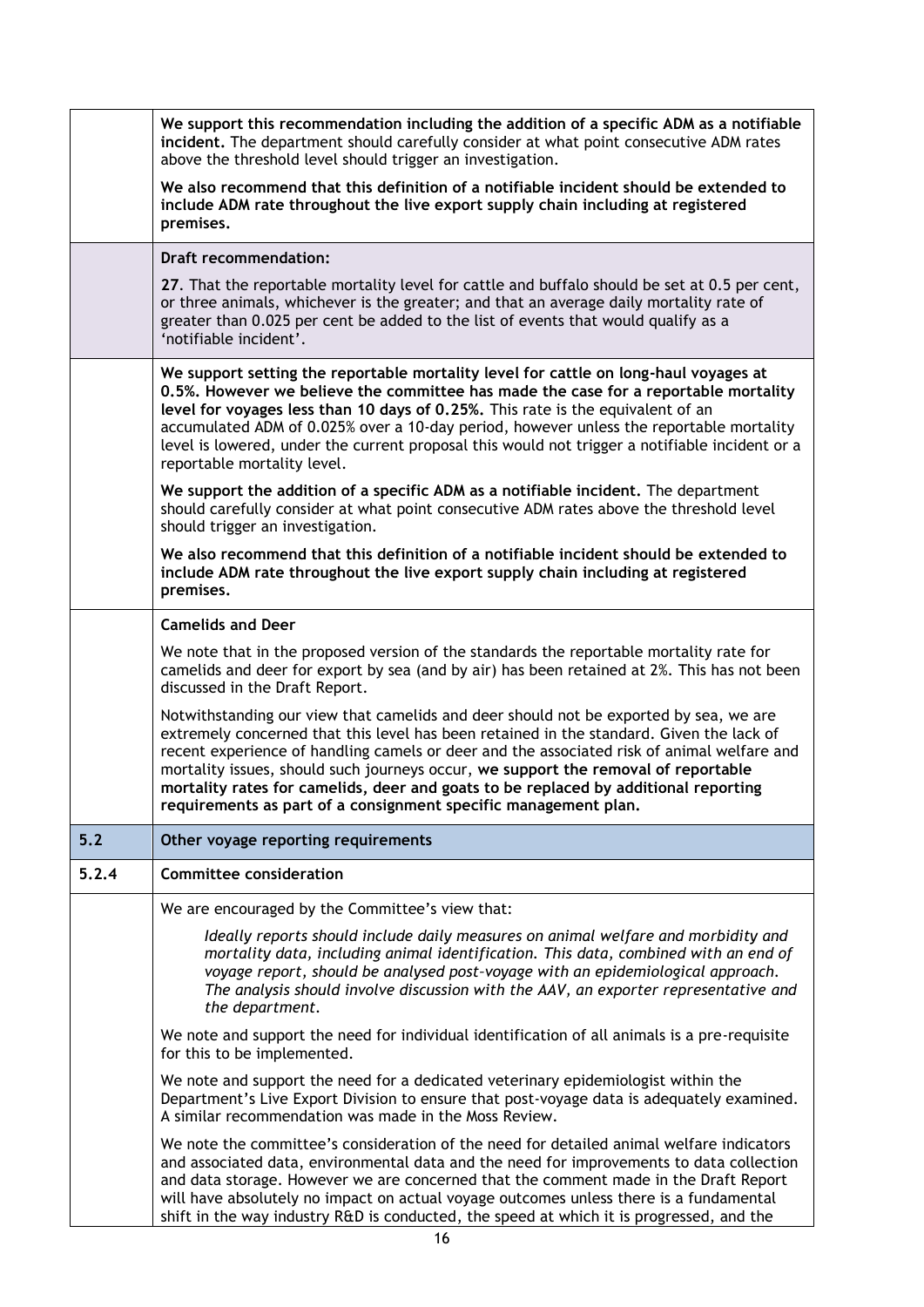| | |
|---|---|
| | **We support this recommendation including the addition of a specific ADM as a notifiable incident.** The department should carefully consider at what point consecutive ADM rates above the threshold level should trigger an investigation.<br><br>**We also recommend that this definition of a notifiable incident should be extended to include ADM rate throughout the live export supply chain including at registered premises.** |
| | **Draft recommendation:**<br><br>**27**. That the reportable mortality level for cattle and buffalo should be set at 0.5 per cent, or three animals, whichever is the greater; and that an average daily mortality rate of greater than 0.025 per cent be added to the list of events that would qualify as a 'notifiable incident'. |
| | **We support setting the reportable mortality level for cattle on long-haul voyages at 0.5%. However we believe the committee has made the case for a reportable mortality level for voyages less than 10 days of 0.25%.** This rate is the equivalent of an accumulated ADM of 0.025% over a 10-day period, however unless the reportable mortality level is lowered, under the current proposal this would not trigger a notifiable incident or a reportable mortality level.<br><br>**We support the addition of a specific ADM as a notifiable incident.** The department should carefully consider at what point consecutive ADM rates above the threshold level should trigger an investigation.<br><br>**We also recommend that this definition of a notifiable incident should be extended to include ADM rate throughout the live export supply chain including at registered premises.** |
| | **Camelids and Deer**<br><br>We note that in the proposed version of the standards the reportable mortality rate for camelids and deer for export by sea (and by air) has been retained at 2%. This has not been discussed in the Draft Report.<br><br>Notwithstanding our view that camelids and deer should not be exported by sea, we are extremely concerned that this level has been retained in the standard. Given the lack of recent experience of handling camels or deer and the associated risk of animal welfare and mortality issues, should such journeys occur, **we support the removal of reportable mortality rates for camelids, deer and goats to be replaced by additional reporting requirements as part of a consignment specific management plan.** |
| **5.2** | **Other voyage reporting requirements** |
| **5.2.4** | **Committee consideration** |
| | We are encouraged by the Committee's view that:<br><br>*Ideally reports should include daily measures on animal welfare and morbidity and mortality data, including animal identification. This data, combined with an end of voyage report, should be analysed post-voyage with an epidemiological approach. The analysis should involve discussion with the AAV, an exporter representative and the department.*<br><br>We note and support the need for individual identification of all animals is a pre-requisite for this to be implemented.<br><br>We note and support the need for a dedicated veterinary epidemiologist within the Department's Live Export Division to ensure that post-voyage data is adequately examined. A similar recommendation was made in the Moss Review.<br><br>We note the committee's consideration of the need for detailed animal welfare indicators and associated data, environmental data and the need for improvements to data collection and data storage. However we are concerned that the comment made in the Draft Report will have absolutely no impact on actual voyage outcomes unless there is a fundamental shift in the way industry R&D is conducted, the speed at which it is progressed, and the |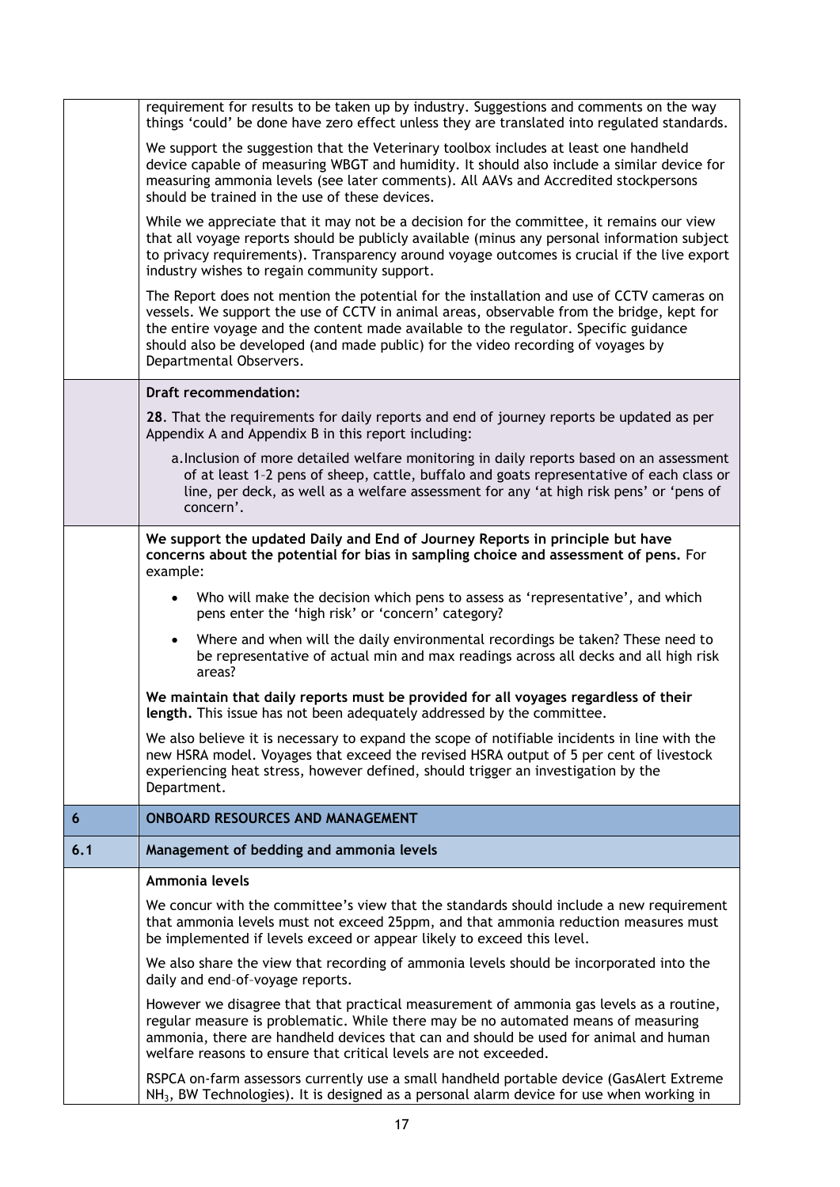requirement for results to be taken up by industry. Suggestions and comments on the way things 'could' be done have zero effect unless they are translated into regulated standards.

We support the suggestion that the Veterinary toolbox includes at least one handheld device capable of measuring WBGT and humidity. It should also include a similar device for measuring ammonia levels (see later comments). All AAVs and Accredited stockpersons should be trained in the use of these devices.

While we appreciate that it may not be a decision for the committee, it remains our view that all voyage reports should be publicly available (minus any personal information subject to privacy requirements). Transparency around voyage outcomes is crucial if the live export industry wishes to regain community support.

The Report does not mention the potential for the installation and use of CCTV cameras on vessels. We support the use of CCTV in animal areas, observable from the bridge, kept for the entire voyage and the content made available to the regulator. Specific guidance should also be developed (and made public) for the video recording of voyages by Departmental Observers.

**Draft recommendation:**

**28**. That the requirements for daily reports and end of journey reports be updated as per Appendix A and Appendix B in this report including:

a. Inclusion of more detailed welfare monitoring in daily reports based on an assessment of at least 1–2 pens of sheep, cattle, buffalo and goats representative of each class or line, per deck, as well as a welfare assessment for any 'at high risk pens' or 'pens of concern'.

**We support the updated Daily and End of Journey Reports in principle but have concerns about the potential for bias in sampling choice and assessment of pens.** For example:

- Who will make the decision which pens to assess as 'representative', and which pens enter the 'high risk' or 'concern' category?
- Where and when will the daily environmental recordings be taken? These need to be representative of actual min and max readings across all decks and all high risk areas?

**We maintain that daily reports must be provided for all voyages regardless of their length.** This issue has not been adequately addressed by the committee.

We also believe it is necessary to expand the scope of notifiable incidents in line with the new HSRA model. Voyages that exceed the revised HSRA output of 5 per cent of livestock experiencing heat stress, however defined, should trigger an investigation by the Department.

## 6 ONBOARD RESOURCES AND MANAGEMENT

### 6.1 Management of bedding and ammonia levels

**Ammonia levels**

We concur with the committee's view that the standards should include a new requirement that ammonia levels must not exceed 25ppm, and that ammonia reduction measures must be implemented if levels exceed or appear likely to exceed this level.

We also share the view that recording of ammonia levels should be incorporated into the daily and end-of-voyage reports.

However we disagree that that practical measurement of ammonia gas levels as a routine, regular measure is problematic. While there may be no automated means of measuring ammonia, there are handheld devices that can and should be used for animal and human welfare reasons to ensure that critical levels are not exceeded.

RSPCA on-farm assessors currently use a small handheld portable device (GasAlert Extreme $NH_3$, BW Technologies). It is designed as a personal alarm device for use when working in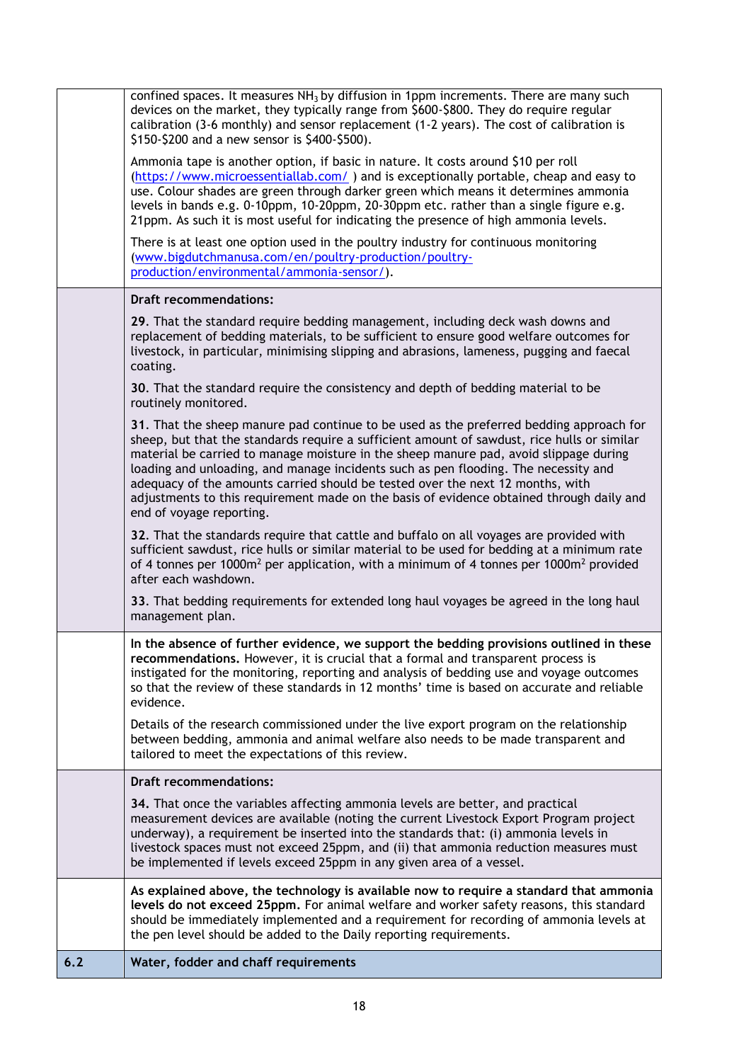| | |
|---|---|
| | confined spaces. It measures $NH_3$ by diffusion in 1ppm increments. There are many such devices on the market, they typically range from \$600-\$800. They do require regular calibration (3-6 monthly) and sensor replacement (1-2 years). The cost of calibration is \$150-\$200 and a new sensor is \$400-\$500).<br><br>Ammonia tape is another option, if basic in nature. It costs around \$10 per roll (https://www.microessentiallab.com/ ) and is exceptionally portable, cheap and easy to use. Colour shades are green through darker green which means it determines ammonia levels in bands e.g. 0-10ppm, 10-20ppm, 20-30ppm etc. rather than a single figure e.g. 21ppm. As such it is most useful for indicating the presence of high ammonia levels.<br><br>There is at least one option used in the poultry industry for continuous monitoring (www.bigdutchmanusa.com/en/poultry-production/poultry-production/environmental/ammonia-sensor/). |
| | **Draft recommendations:**<br><br>**29**. That the standard require bedding management, including deck wash downs and replacement of bedding materials, to be sufficient to ensure good welfare outcomes for livestock, in particular, minimising slipping and abrasions, lameness, pugging and faecal coating.<br><br>**30**. That the standard require the consistency and depth of bedding material to be routinely monitored.<br><br>**31**. That the sheep manure pad continue to be used as the preferred bedding approach for sheep, but that the standards require a sufficient amount of sawdust, rice hulls or similar material be carried to manage moisture in the sheep manure pad, avoid slippage during loading and unloading, and manage incidents such as pen flooding. The necessity and adequacy of the amounts carried should be tested over the next 12 months, with adjustments to this requirement made on the basis of evidence obtained through daily and end of voyage reporting.<br><br>**32**. That the standards require that cattle and buffalo on all voyages are provided with sufficient sawdust, rice hulls or similar material to be used for bedding at a minimum rate of 4 tonnes per $1000m^2$ per application, with a minimum of 4 tonnes per $1000m^2$ provided after each washdown.<br><br>**33**. That bedding requirements for extended long haul voyages be agreed in the long haul management plan. |
| | **In the absence of further evidence, we support the bedding provisions outlined in these recommendations.** However, it is crucial that a formal and transparent process is instigated for the monitoring, reporting and analysis of bedding use and voyage outcomes so that the review of these standards in 12 months' time is based on accurate and reliable evidence.<br><br>Details of the research commissioned under the live export program on the relationship between bedding, ammonia and animal welfare also needs to be made transparent and tailored to meet the expectations of this review. |
| | **Draft recommendations:**<br><br>**34**. That once the variables affecting ammonia levels are better, and practical measurement devices are available (noting the current Livestock Export Program project underway), a requirement be inserted into the standards that: (i) ammonia levels in livestock spaces must not exceed 25ppm, and (ii) that ammonia reduction measures must be implemented if levels exceed 25ppm in any given area of a vessel. |
| | **As explained above, the technology is available now to require a standard that ammonia levels do not exceed 25ppm.** For animal welfare and worker safety reasons, this standard should be immediately implemented and a requirement for recording of ammonia levels at the pen level should be added to the Daily reporting requirements. |
| **6.2** | **Water, fodder and chaff requirements** |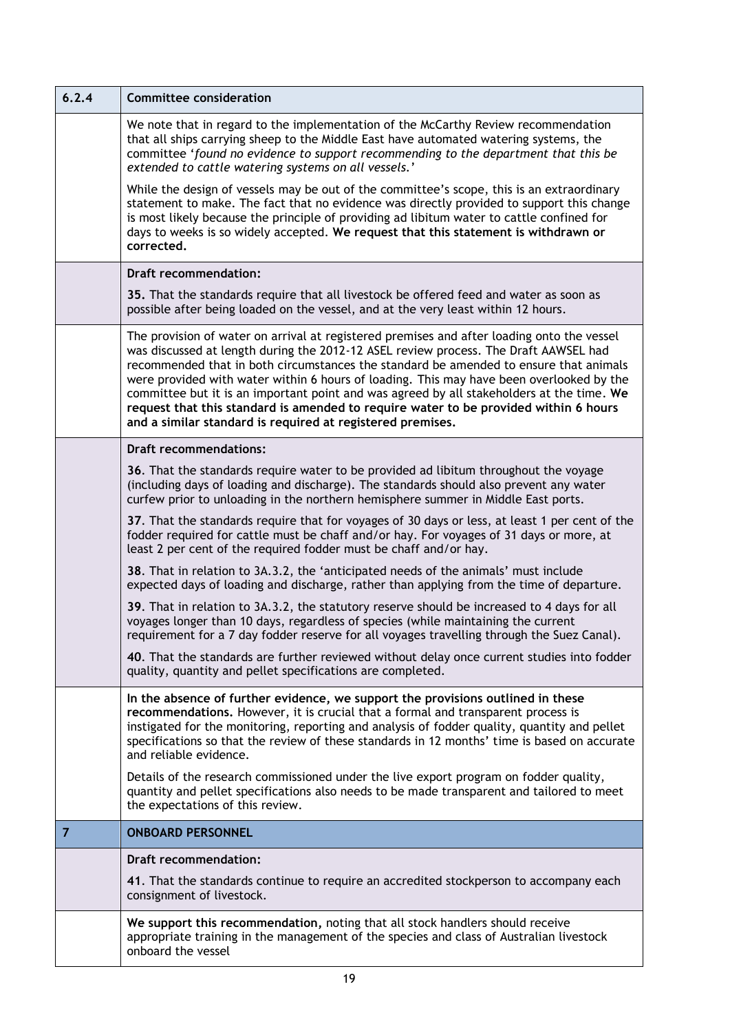| 6.2.4 | **Committee consideration** |
|---|---|
| | We note that in regard to the implementation of the McCarthy Review recommendation that all ships carrying sheep to the Middle East have automated watering systems, the committee '*found no evidence to support recommending to the department that this be extended to cattle watering systems on all vessels.*'<br><br>While the design of vessels may be out of the committee's scope, this is an extraordinary statement to make. The fact that no evidence was directly provided to support this change is most likely because the principle of providing ad libitum water to cattle confined for days to weeks is so widely accepted. **We request that this statement is withdrawn or corrected.** |
| | **Draft recommendation:**<br><br>**35.** That the standards require that all livestock be offered feed and water as soon as possible after being loaded on the vessel, and at the very least within 12 hours. |
| | The provision of water on arrival at registered premises and after loading onto the vessel was discussed at length during the 2012-12 ASEL review process. The Draft AAWSEL had recommended that in both circumstances the standard be amended to ensure that animals were provided with water within 6 hours of loading. This may have been overlooked by the committee but it is an important point and was agreed by all stakeholders at the time. **We request that this standard is amended to require water to be provided within 6 hours and a similar standard is required at registered premises.** |
| | **Draft recommendations:**<br><br>**36**. That the standards require water to be provided ad libitum throughout the voyage (including days of loading and discharge). The standards should also prevent any water curfew prior to unloading in the northern hemisphere summer in Middle East ports.<br><br>**37**. That the standards require that for voyages of 30 days or less, at least 1 per cent of the fodder required for cattle must be chaff and/or hay. For voyages of 31 days or more, at least 2 per cent of the required fodder must be chaff and/or hay.<br><br>**38**. That in relation to 3A.3.2, the 'anticipated needs of the animals' must include expected days of loading and discharge, rather than applying from the time of departure.<br><br>**39**. That in relation to 3A.3.2, the statutory reserve should be increased to 4 days for all voyages longer than 10 days, regardless of species (while maintaining the current requirement for a 7 day fodder reserve for all voyages travelling through the Suez Canal).<br><br>**40**. That the standards are further reviewed without delay once current studies into fodder quality, quantity and pellet specifications are completed. |
| | **In the absence of further evidence, we support the provisions outlined in these recommendations.** However, it is crucial that a formal and transparent process is instigated for the monitoring, reporting and analysis of fodder quality, quantity and pellet specifications so that the review of these standards in 12 months' time is based on accurate and reliable evidence.<br><br>Details of the research commissioned under the live export program on fodder quality, quantity and pellet specifications also needs to be made transparent and tailored to meet the expectations of this review. |
| **7** | **ONBOARD PERSONNEL** |
| | **Draft recommendation:**<br><br>**41**. That the standards continue to require an accredited stockperson to accompany each consignment of livestock. |
| | **We support this recommendation,** noting that all stock handlers should receive appropriate training in the management of the species and class of Australian livestock onboard the vessel |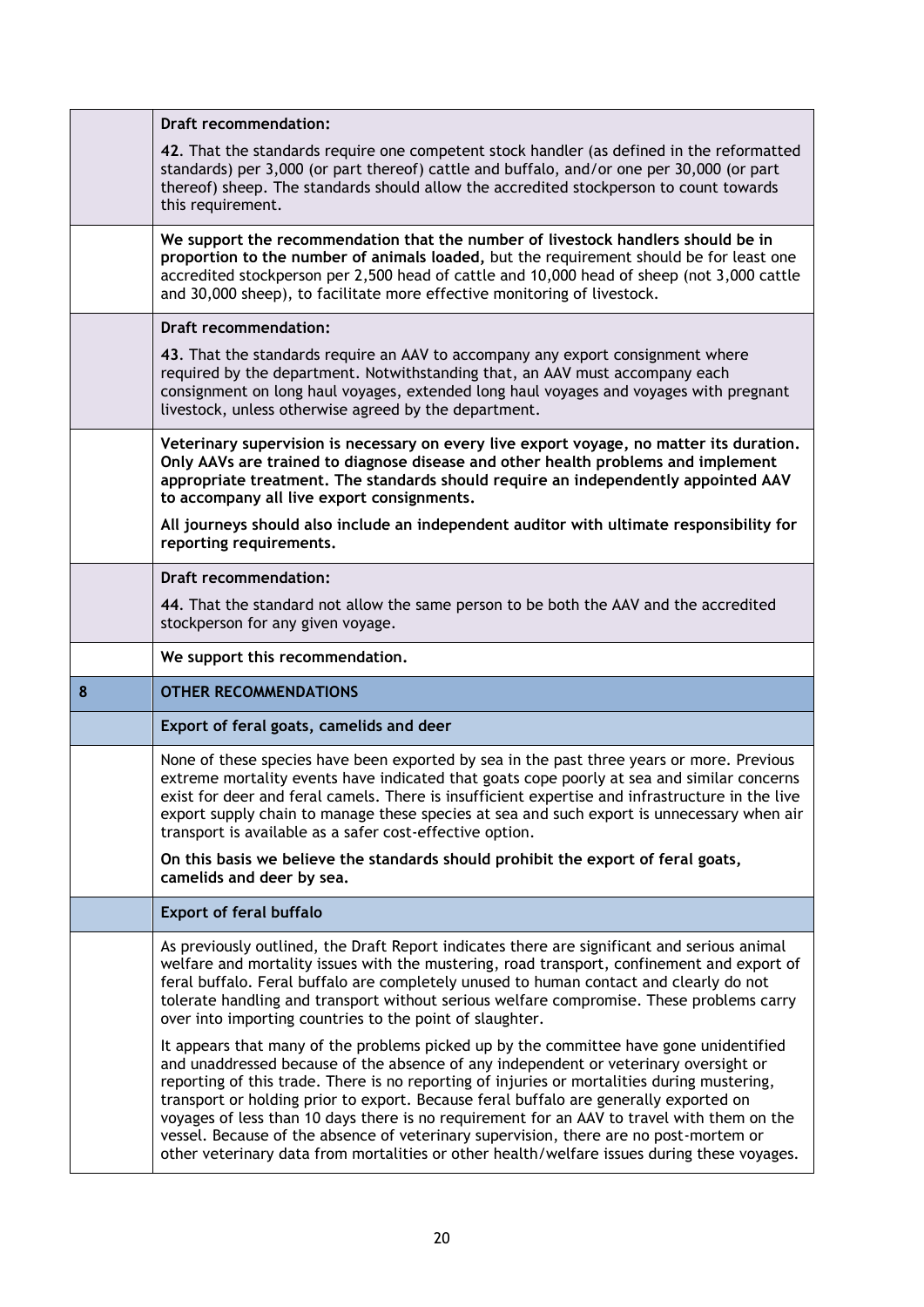| | |
|---|---|
| | **Draft recommendation:**<br><br>42. That the standards require one competent stock handler (as defined in the reformatted standards) per 3,000 (or part thereof) cattle and buffalo, and/or one per 30,000 (or part thereof) sheep. The standards should allow the accredited stockperson to count towards this requirement. |
| | **We support the recommendation that the number of livestock handlers should be in proportion to the number of animals loaded,** but the requirement should be for least one accredited stockperson per 2,500 head of cattle and 10,000 head of sheep (not 3,000 cattle and 30,000 sheep), to facilitate more effective monitoring of livestock. |
| | **Draft recommendation:**<br><br>43. That the standards require an AAV to accompany any export consignment where required by the department. Notwithstanding that, an AAV must accompany each consignment on long haul voyages, extended long haul voyages and voyages with pregnant livestock, unless otherwise agreed by the department. |
| | **Veterinary supervision is necessary on every live export voyage, no matter its duration. Only AAVs are trained to diagnose disease and other health problems and implement appropriate treatment. The standards should require an independently appointed AAV to accompany all live export consignments.**<br><br>**All journeys should also include an independent auditor with ultimate responsibility for reporting requirements.** |
| | **Draft recommendation:**<br><br>44. That the standard not allow the same person to be both the AAV and the accredited stockperson for any given voyage. |
| | **We support this recommendation.** |
| **8** | **OTHER RECOMMENDATIONS** |
| | **Export of feral goats, camelids and deer** |
| | None of these species have been exported by sea in the past three years or more. Previous extreme mortality events have indicated that goats cope poorly at sea and similar concerns exist for deer and feral camels. There is insufficient expertise and infrastructure in the live export supply chain to manage these species at sea and such export is unnecessary when air transport is available as a safer cost-effective option.<br><br>**On this basis we believe the standards should prohibit the export of feral goats, camelids and deer by sea.** |
| | **Export of feral buffalo** |
| | As previously outlined, the Draft Report indicates there are significant and serious animal welfare and mortality issues with the mustering, road transport, confinement and export of feral buffalo. Feral buffalo are completely unused to human contact and clearly do not tolerate handling and transport without serious welfare compromise. These problems carry over into importing countries to the point of slaughter.<br><br>It appears that many of the problems picked up by the committee have gone unidentified and unaddressed because of the absence of any independent or veterinary oversight or reporting of this trade. There is no reporting of injuries or mortalities during mustering, transport or holding prior to export. Because feral buffalo are generally exported on voyages of less than 10 days there is no requirement for an AAV to travel with them on the vessel. Because of the absence of veterinary supervision, there are no post-mortem or other veterinary data from mortalities or other health/welfare issues during these voyages. |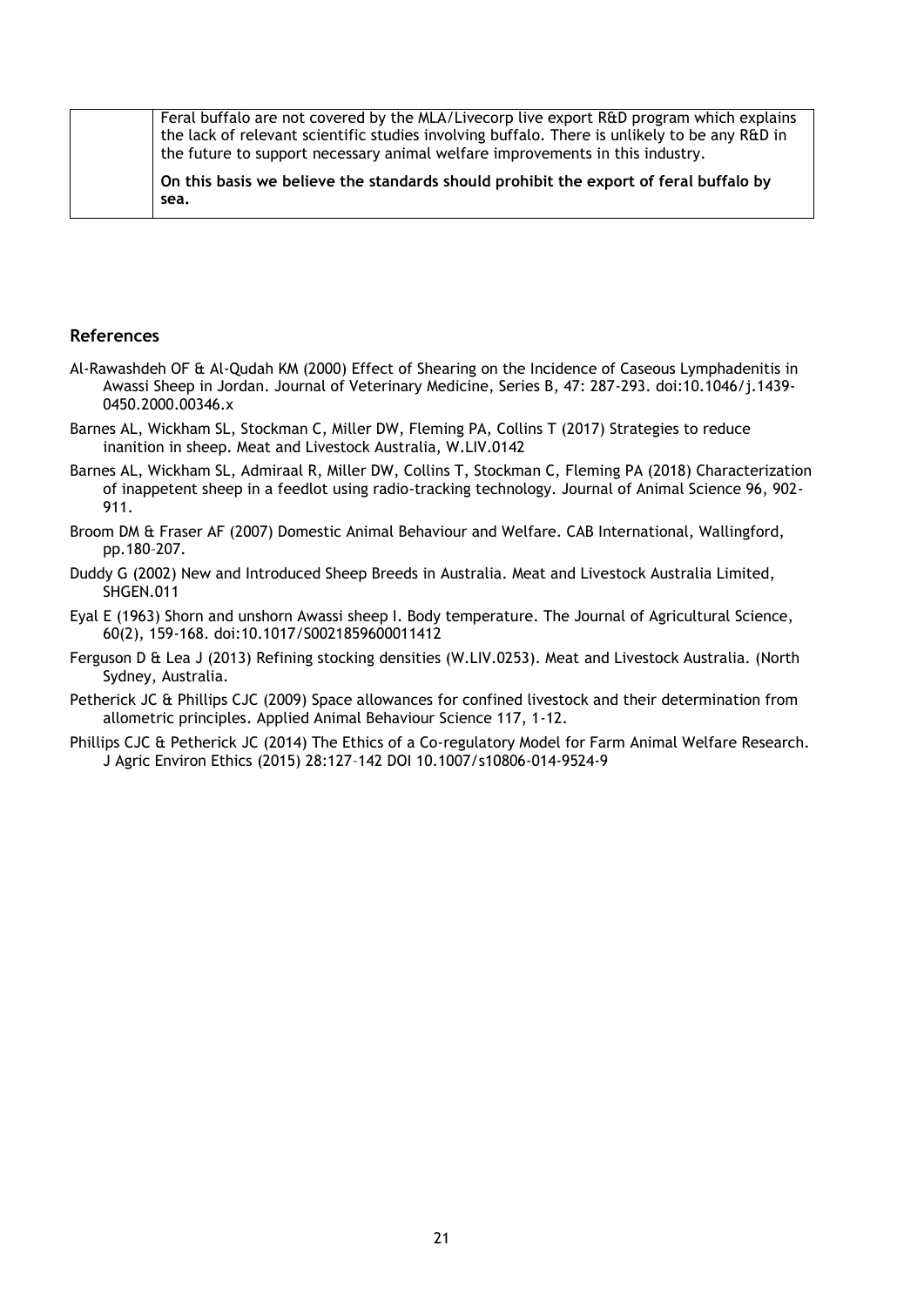| | Feral buffalo are not covered by the MLA/Livecorp live export R&D program which explains the lack of relevant scientific studies involving buffalo. There is unlikely to be any R&D in the future to support necessary animal welfare improvements in this industry.<br><br>**On this basis we believe the standards should prohibit the export of feral buffalo by sea.** |
|---|---|

## References

Al-Rawashdeh OF & Al-Qudah KM (2000) Effect of Shearing on the Incidence of Caseous Lymphadenitis in Awassi Sheep in Jordan. Journal of Veterinary Medicine, Series B, 47: 287-293. doi:10.1046/j.1439-0450.2000.00346.x

Barnes AL, Wickham SL, Stockman C, Miller DW, Fleming PA, Collins T (2017) Strategies to reduce inanition in sheep. Meat and Livestock Australia, W.LIV.0142

Barnes AL, Wickham SL, Admiraal R, Miller DW, Collins T, Stockman C, Fleming PA (2018) Characterization of inappetent sheep in a feedlot using radio-tracking technology. Journal of Animal Science 96, 902-911.

Broom DM & Fraser AF (2007) Domestic Animal Behaviour and Welfare. CAB International, Wallingford, pp.180–207.

Duddy G (2002) New and Introduced Sheep Breeds in Australia. Meat and Livestock Australia Limited, SHGEN.011

Eyal E (1963) Shorn and unshorn Awassi sheep I. Body temperature. The Journal of Agricultural Science, 60(2), 159-168. doi:10.1017/S0021859600011412

Ferguson D & Lea J (2013) Refining stocking densities (W.LIV.0253). Meat and Livestock Australia. (North Sydney, Australia.

Petherick JC & Phillips CJC (2009) Space allowances for confined livestock and their determination from allometric principles. Applied Animal Behaviour Science 117, 1-12.

Phillips CJC & Petherick JC (2014) The Ethics of a Co-regulatory Model for Farm Animal Welfare Research. J Agric Environ Ethics (2015) 28:127–142 DOI 10.1007/s10806-014-9524-9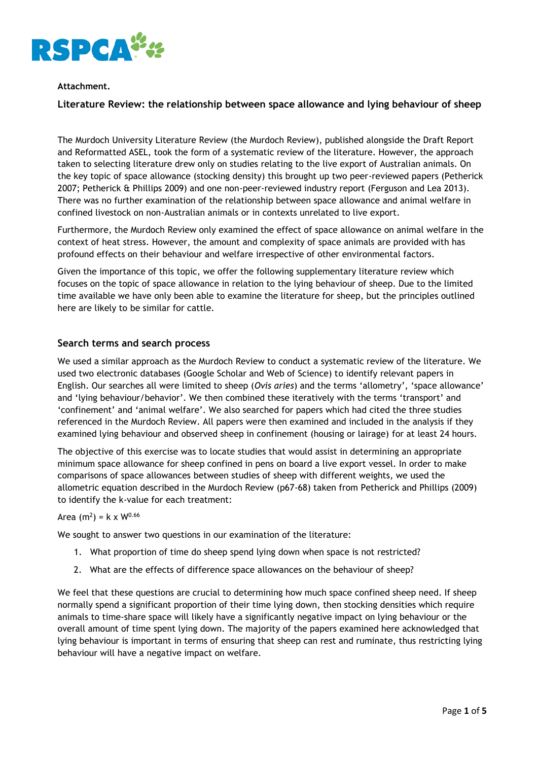**Attachment.**

## Literature Review: the relationship between space allowance and lying behaviour of sheep

The Murdoch University Literature Review (the Murdoch Review), published alongside the Draft Report and Reformatted ASEL, took the form of a systematic review of the literature. However, the approach taken to selecting literature drew only on studies relating to the live export of Australian animals. On the key topic of space allowance (stocking density) this brought up two peer-reviewed papers (Petherick 2007; Petherick & Phillips 2009) and one non-peer-reviewed industry report (Ferguson and Lea 2013). There was no further examination of the relationship between space allowance and animal welfare in confined livestock on non-Australian animals or in contexts unrelated to live export.

Furthermore, the Murdoch Review only examined the effect of space allowance on animal welfare in the context of heat stress. However, the amount and complexity of space animals are provided with has profound effects on their behaviour and welfare irrespective of other environmental factors.

Given the importance of this topic, we offer the following supplementary literature review which focuses on the topic of space allowance in relation to the lying behaviour of sheep. Due to the limited time available we have only been able to examine the literature for sheep, but the principles outlined here are likely to be similar for cattle.

### Search terms and search process

We used a similar approach as the Murdoch Review to conduct a systematic review of the literature. We used two electronic databases (Google Scholar and Web of Science) to identify relevant papers in English. Our searches all were limited to sheep (*Ovis aries*) and the terms 'allometry', 'space allowance' and 'lying behaviour/behavior'. We then combined these iteratively with the terms 'transport' and 'confinement' and 'animal welfare'. We also searched for papers which had cited the three studies referenced in the Murdoch Review. All papers were then examined and included in the analysis if they examined lying behaviour and observed sheep in confinement (housing or lairage) for at least 24 hours.

The objective of this exercise was to locate studies that would assist in determining an appropriate minimum space allowance for sheep confined in pens on board a live export vessel. In order to make comparisons of space allowances between studies of sheep with different weights, we used the allometric equation described in the Murdoch Review (p67-68) taken from Petherick and Phillips (2009) to identify the k-value for each treatment:

Area ($m^2$) = k x $W^{0.66}$

We sought to answer two questions in our examination of the literature:

1. What proportion of time do sheep spend lying down when space is not restricted?
2. What are the effects of difference space allowances on the behaviour of sheep?

We feel that these questions are crucial to determining how much space confined sheep need. If sheep normally spend a significant proportion of their time lying down, then stocking densities which require animals to time-share space will likely have a significantly negative impact on lying behaviour or the overall amount of time spent lying down. The majority of the papers examined here acknowledged that lying behaviour is important in terms of ensuring that sheep can rest and ruminate, thus restricting lying behaviour will have a negative impact on welfare.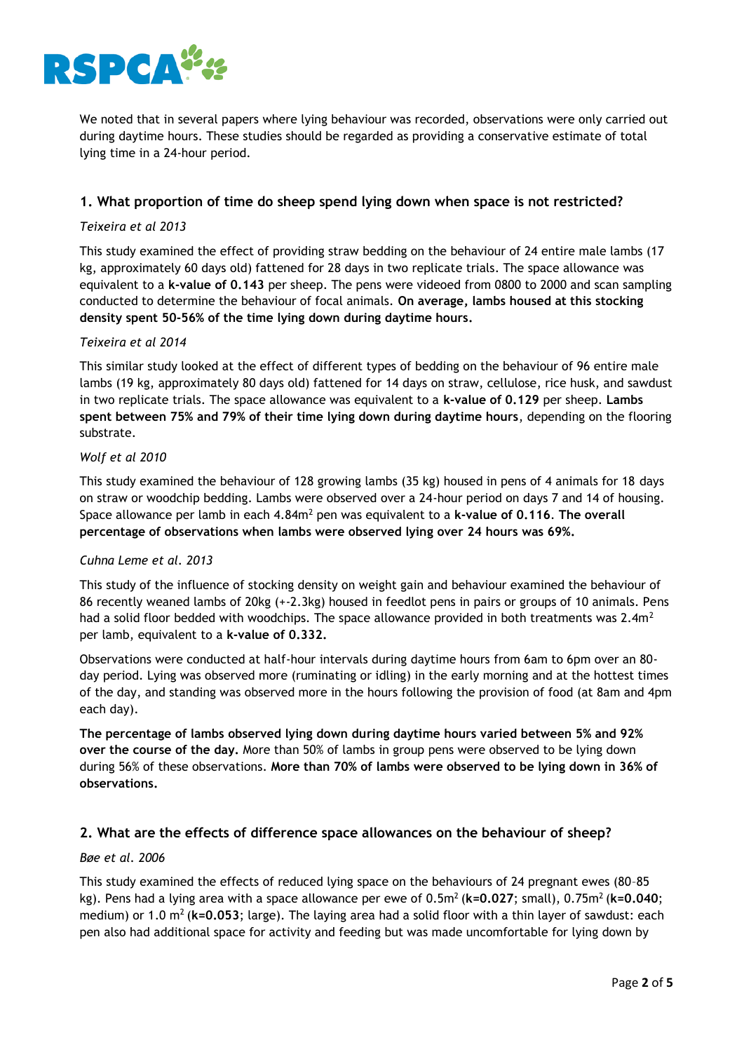We noted that in several papers where lying behaviour was recorded, observations were only carried out during daytime hours. These studies should be regarded as providing a conservative estimate of total lying time in a 24-hour period.

### 1. What proportion of time do sheep spend lying down when space is not restricted?

*Teixeira et al 2013*

This study examined the effect of providing straw bedding on the behaviour of 24 entire male lambs (17 kg, approximately 60 days old) fattened for 28 days in two replicate trials. The space allowance was equivalent to a **k-value of 0.143** per sheep. The pens were videoed from 0800 to 2000 and scan sampling conducted to determine the behaviour of focal animals. **On average, lambs housed at this stocking density spent 50-56% of the time lying down during daytime hours.**

*Teixeira et al 2014*

This similar study looked at the effect of different types of bedding on the behaviour of 96 entire male lambs (19 kg, approximately 80 days old) fattened for 14 days on straw, cellulose, rice husk, and sawdust in two replicate trials. The space allowance was equivalent to a **k-value of 0.129** per sheep. **Lambs spent between 75% and 79% of their time lying down during daytime hours**, depending on the flooring substrate.

*Wolf et al 2010*

This study examined the behaviour of 128 growing lambs (35 kg) housed in pens of 4 animals for 18 days on straw or woodchip bedding. Lambs were observed over a 24-hour period on days 7 and 14 of housing. Space allowance per lamb in each 4.84m$^2$ pen was equivalent to a **k-value of 0.116**. **The overall percentage of observations when lambs were observed lying over 24 hours was 69%.**

*Cuhna Leme et al. 2013*

This study of the influence of stocking density on weight gain and behaviour examined the behaviour of 86 recently weaned lambs of 20kg (+-2.3kg) housed in feedlot pens in pairs or groups of 10 animals. Pens had a solid floor bedded with woodchips. The space allowance provided in both treatments was 2.4m$^2$ per lamb, equivalent to a **k-value of 0.332.**

Observations were conducted at half-hour intervals during daytime hours from 6am to 6pm over an 80-day period. Lying was observed more (ruminating or idling) in the early morning and at the hottest times of the day, and standing was observed more in the hours following the provision of food (at 8am and 4pm each day).

**The percentage of lambs observed lying down during daytime hours varied between 5% and 92% over the course of the day.** More than 50% of lambs in group pens were observed to be lying down during 56% of these observations. **More than 70% of lambs were observed to be lying down in 36% of observations.**

### 2. What are the effects of difference space allowances on the behaviour of sheep?

*Bøe et al. 2006*

This study examined the effects of reduced lying space on the behaviours of 24 pregnant ewes (80–85 kg). Pens had a lying area with a space allowance per ewe of 0.5m$^2$ (**k=0.027**; small), 0.75m$^2$ (**k=0.040**; medium) or 1.0 m$^2$ (**k=0.053**; large). The laying area had a solid floor with a thin layer of sawdust: each pen also had additional space for activity and feeding but was made uncomfortable for lying down by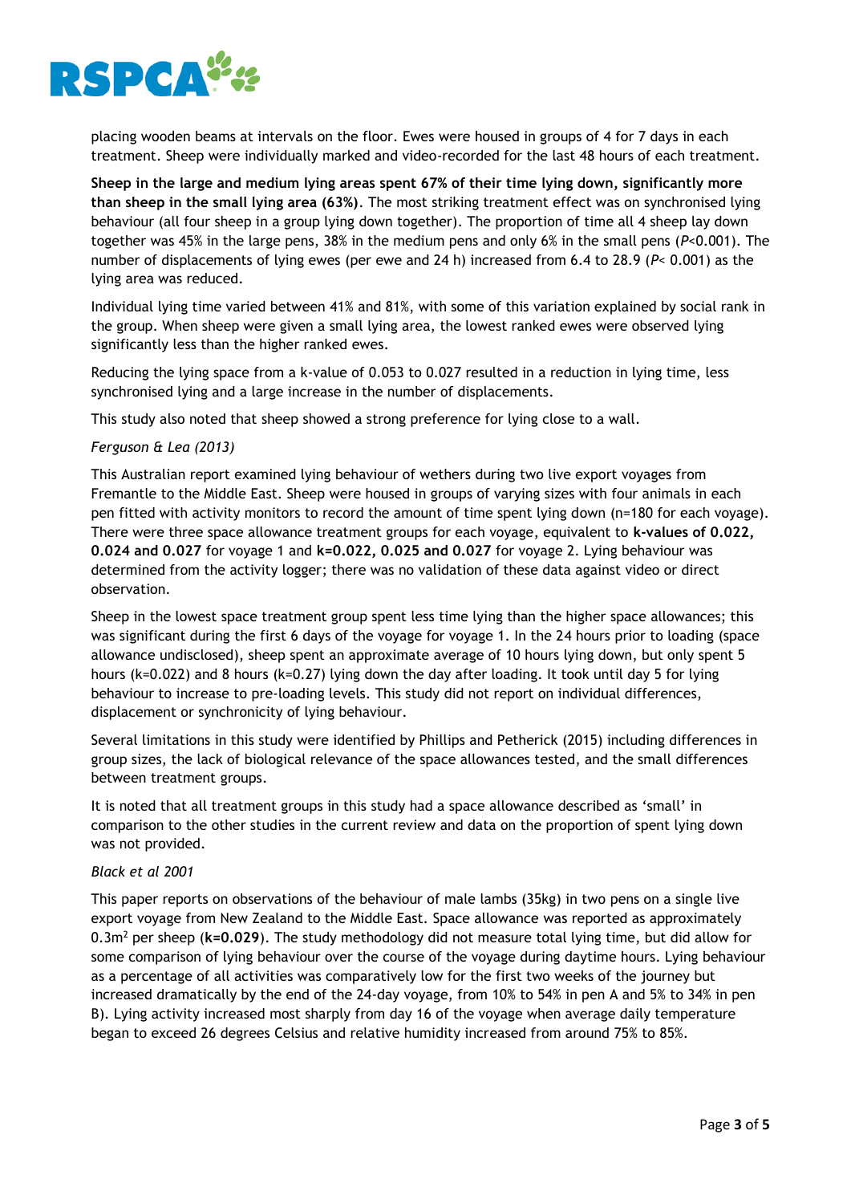placing wooden beams at intervals on the floor. Ewes were housed in groups of 4 for 7 days in each treatment. Sheep were individually marked and video-recorded for the last 48 hours of each treatment.

**Sheep in the large and medium lying areas spent 67% of their time lying down, significantly more than sheep in the small lying area (63%)**. The most striking treatment effect was on synchronised lying behaviour (all four sheep in a group lying down together). The proportion of time all 4 sheep lay down together was 45% in the large pens, 38% in the medium pens and only 6% in the small pens ($P$<0.001). The number of displacements of lying ewes (per ewe and 24 h) increased from 6.4 to 28.9 ($P$< 0.001) as the lying area was reduced.

Individual lying time varied between 41% and 81%, with some of this variation explained by social rank in the group. When sheep were given a small lying area, the lowest ranked ewes were observed lying significantly less than the higher ranked ewes.

Reducing the lying space from a k-value of 0.053 to 0.027 resulted in a reduction in lying time, less synchronised lying and a large increase in the number of displacements.

This study also noted that sheep showed a strong preference for lying close to a wall.

*Ferguson & Lea (2013)*

This Australian report examined lying behaviour of wethers during two live export voyages from Fremantle to the Middle East. Sheep were housed in groups of varying sizes with four animals in each pen fitted with activity monitors to record the amount of time spent lying down (n=180 for each voyage). There were three space allowance treatment groups for each voyage, equivalent to **k-values of 0.022, 0.024 and 0.027** for voyage 1 and **k=0.022, 0.025 and 0.027** for voyage 2. Lying behaviour was determined from the activity logger; there was no validation of these data against video or direct observation.

Sheep in the lowest space treatment group spent less time lying than the higher space allowances; this was significant during the first 6 days of the voyage for voyage 1. In the 24 hours prior to loading (space allowance undisclosed), sheep spent an approximate average of 10 hours lying down, but only spent 5 hours (k=0.022) and 8 hours (k=0.27) lying down the day after loading. It took until day 5 for lying behaviour to increase to pre-loading levels. This study did not report on individual differences, displacement or synchronicity of lying behaviour.

Several limitations in this study were identified by Phillips and Petherick (2015) including differences in group sizes, the lack of biological relevance of the space allowances tested, and the small differences between treatment groups.

It is noted that all treatment groups in this study had a space allowance described as 'small' in comparison to the other studies in the current review and data on the proportion of spent lying down was not provided.

*Black et al 2001*

This paper reports on observations of the behaviour of male lambs (35kg) in two pens on a single live export voyage from New Zealand to the Middle East. Space allowance was reported as approximately 0.3m$^2$ per sheep (**k=0.029**). The study methodology did not measure total lying time, but did allow for some comparison of lying behaviour over the course of the voyage during daytime hours. Lying behaviour as a percentage of all activities was comparatively low for the first two weeks of the journey but increased dramatically by the end of the 24-day voyage, from 10% to 54% in pen A and 5% to 34% in pen B). Lying activity increased most sharply from day 16 of the voyage when average daily temperature began to exceed 26 degrees Celsius and relative humidity increased from around 75% to 85%.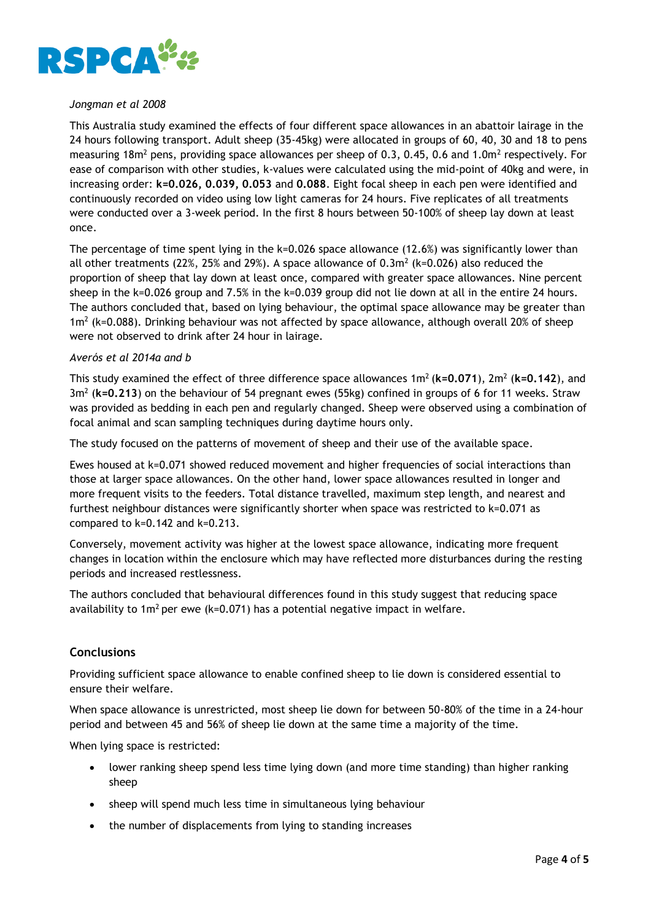*Jongman et al 2008*

This Australia study examined the effects of four different space allowances in an abattoir lairage in the 24 hours following transport. Adult sheep (35-45kg) were allocated in groups of 60, 40, 30 and 18 to pens measuring $18m^2$ pens, providing space allowances per sheep of 0.3, 0.45, 0.6 and $1.0m^2$ respectively. For ease of comparison with other studies, k-values were calculated using the mid-point of 40kg and were, in increasing order: **k=0.026, 0.039, 0.053** and **0.088**. Eight focal sheep in each pen were identified and continuously recorded on video using low light cameras for 24 hours. Five replicates of all treatments were conducted over a 3-week period. In the first 8 hours between 50-100% of sheep lay down at least once.

The percentage of time spent lying in the k=0.026 space allowance (12.6%) was significantly lower than all other treatments (22%, 25% and 29%). A space allowance of $0.3m^2$ (k=0.026) also reduced the proportion of sheep that lay down at least once, compared with greater space allowances. Nine percent sheep in the k=0.026 group and 7.5% in the k=0.039 group did not lie down at all in the entire 24 hours. The authors concluded that, based on lying behaviour, the optimal space allowance may be greater than $1m^2$ (k=0.088). Drinking behaviour was not affected by space allowance, although overall 20% of sheep were not observed to drink after 24 hour in lairage.

*Averós et al 2014a and b*

This study examined the effect of three difference space allowances $1m^2$ (**k=0.071**), $2m^2$ (**k=0.142**), and $3m^2$ (**k=0.213**) on the behaviour of 54 pregnant ewes (55kg) confined in groups of 6 for 11 weeks. Straw was provided as bedding in each pen and regularly changed. Sheep were observed using a combination of focal animal and scan sampling techniques during daytime hours only.

The study focused on the patterns of movement of sheep and their use of the available space.

Ewes housed at k=0.071 showed reduced movement and higher frequencies of social interactions than those at larger space allowances. On the other hand, lower space allowances resulted in longer and more frequent visits to the feeders. Total distance travelled, maximum step length, and nearest and furthest neighbour distances were significantly shorter when space was restricted to k=0.071 as compared to k=0.142 and k=0.213.

Conversely, movement activity was higher at the lowest space allowance, indicating more frequent changes in location within the enclosure which may have reflected more disturbances during the resting periods and increased restlessness.

The authors concluded that behavioural differences found in this study suggest that reducing space availability to $1m^2$ per ewe (k=0.071) has a potential negative impact in welfare.

## Conclusions

Providing sufficient space allowance to enable confined sheep to lie down is considered essential to ensure their welfare.

When space allowance is unrestricted, most sheep lie down for between 50-80% of the time in a 24-hour period and between 45 and 56% of sheep lie down at the same time a majority of the time.

When lying space is restricted:

- lower ranking sheep spend less time lying down (and more time standing) than higher ranking sheep
- sheep will spend much less time in simultaneous lying behaviour
- the number of displacements from lying to standing increases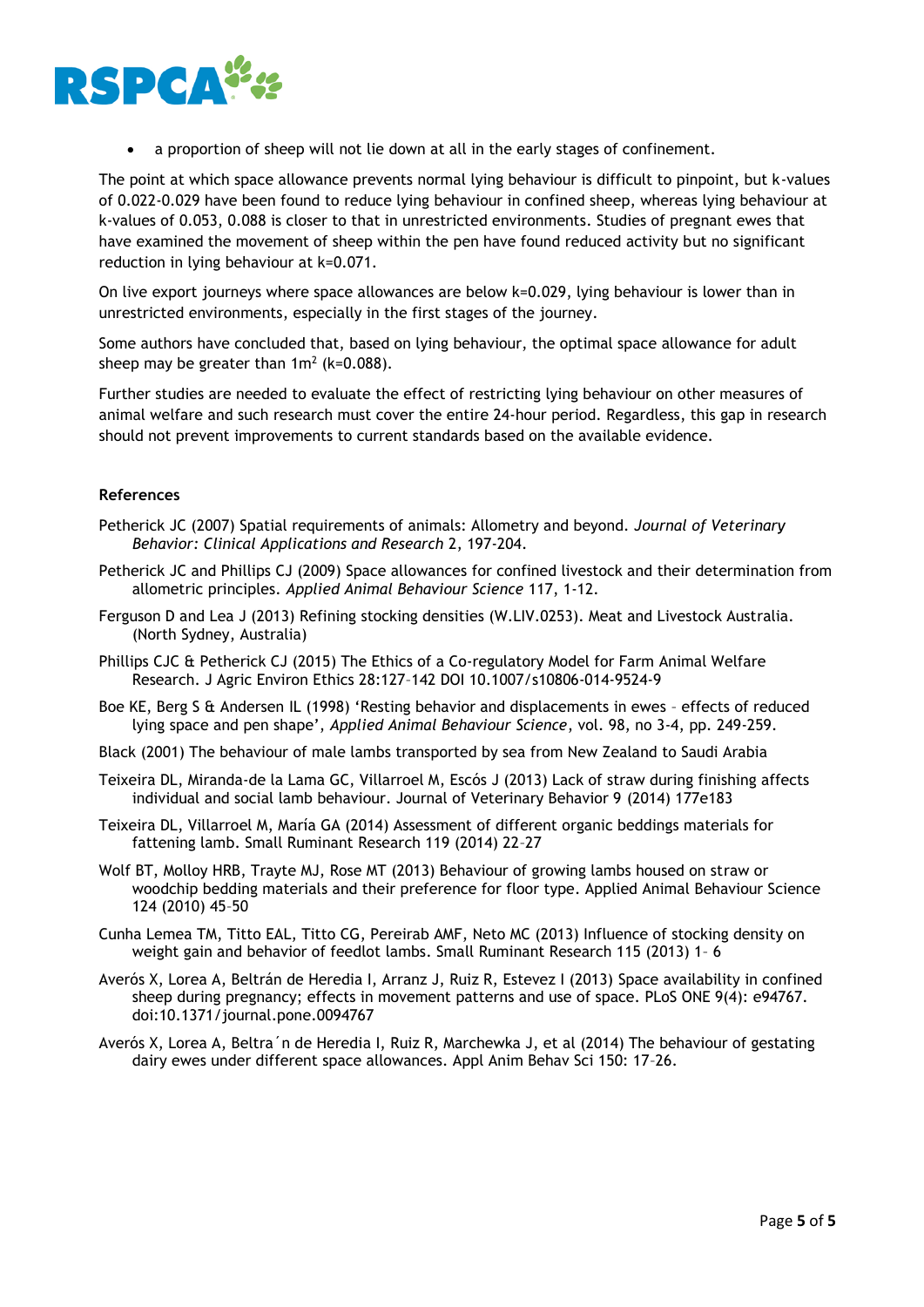- a proportion of sheep will not lie down at all in the early stages of confinement.

The point at which space allowance prevents normal lying behaviour is difficult to pinpoint, but k-values of 0.022-0.029 have been found to reduce lying behaviour in confined sheep, whereas lying behaviour at k-values of 0.053, 0.088 is closer to that in unrestricted environments. Studies of pregnant ewes that have examined the movement of sheep within the pen have found reduced activity but no significant reduction in lying behaviour at k=0.071.

On live export journeys where space allowances are below k=0.029, lying behaviour is lower than in unrestricted environments, especially in the first stages of the journey.

Some authors have concluded that, based on lying behaviour, the optimal space allowance for adult sheep may be greater than $1m^2$ (k=0.088).

Further studies are needed to evaluate the effect of restricting lying behaviour on other measures of animal welfare and such research must cover the entire 24-hour period. Regardless, this gap in research should not prevent improvements to current standards based on the available evidence.

**References**

Petherick JC (2007) Spatial requirements of animals: Allometry and beyond. *Journal of Veterinary Behavior: Clinical Applications and Research* 2, 197-204.

Petherick JC and Phillips CJ (2009) Space allowances for confined livestock and their determination from allometric principles. *Applied Animal Behaviour Science* 117, 1-12.

Ferguson D and Lea J (2013) Refining stocking densities (W.LIV.0253). Meat and Livestock Australia. (North Sydney, Australia)

Phillips CJC & Petherick CJ (2015) The Ethics of a Co-regulatory Model for Farm Animal Welfare Research. J Agric Environ Ethics 28:127–142 DOI 10.1007/s10806-014-9524-9

Boe KE, Berg S & Andersen IL (1998) 'Resting behavior and displacements in ewes – effects of reduced lying space and pen shape', *Applied Animal Behaviour Science*, vol. 98, no 3-4, pp. 249-259.

Black (2001) The behaviour of male lambs transported by sea from New Zealand to Saudi Arabia

Teixeira DL, Miranda-de la Lama GC, Villarroel M, Escós J (2013) Lack of straw during finishing affects individual and social lamb behaviour. Journal of Veterinary Behavior 9 (2014) 177e183

Teixeira DL, Villarroel M, María GA (2014) Assessment of different organic beddings materials for fattening lamb. Small Ruminant Research 119 (2014) 22–27

Wolf BT, Molloy HRB, Trayte MJ, Rose MT (2013) Behaviour of growing lambs housed on straw or woodchip bedding materials and their preference for floor type. Applied Animal Behaviour Science 124 (2010) 45–50

Cunha Lemea TM, Titto EAL, Titto CG, Pereirab AMF, Neto MC (2013) Influence of stocking density on weight gain and behavior of feedlot lambs. Small Ruminant Research 115 (2013) 1– 6

Averós X, Lorea A, Beltrán de Heredia I, Arranz J, Ruiz R, Estevez I (2013) Space availability in confined sheep during pregnancy; effects in movement patterns and use of space. PLoS ONE 9(4): e94767. doi:10.1371/journal.pone.0094767

Averós X, Lorea A, Beltra´n de Heredia I, Ruiz R, Marchewka J, et al (2014) The behaviour of gestating dairy ewes under different space allowances. Appl Anim Behav Sci 150: 17–26.